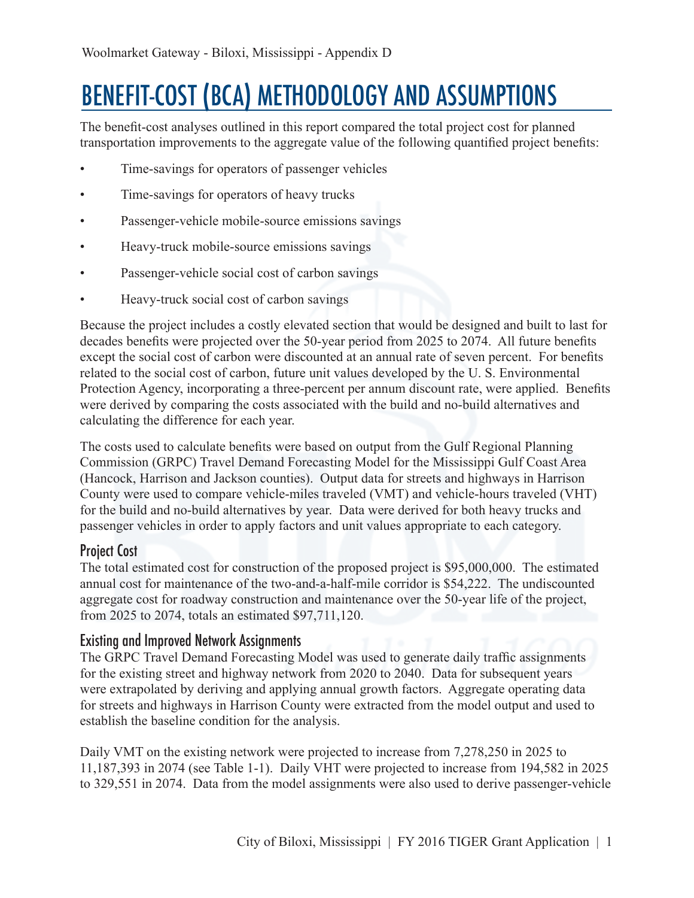# BENEFIT-COST (BCA) METHODOLOGY AND ASSUMPTIONS

The benefit-cost analyses outlined in this report compared the total project cost for planned transportation improvements to the aggregate value of the following quantified project benefits:

- Time-savings for operators of passenger vehicles
- Time-savings for operators of heavy trucks
- Passenger-vehicle mobile-source emissions savings
- Heavy-truck mobile-source emissions savings
- Passenger-vehicle social cost of carbon savings
- Heavy-truck social cost of carbon savings

Because the project includes a costly elevated section that would be designed and built to last for decades benefits were projected over the 50-year period from 2025 to 2074. All future benefits except the social cost of carbon were discounted at an annual rate of seven percent. For benefits related to the social cost of carbon, future unit values developed by the U. S. Environmental Protection Agency, incorporating a three-percent per annum discount rate, were applied. Benefits were derived by comparing the costs associated with the build and no-build alternatives and calculating the difference for each year.

The costs used to calculate benefits were based on output from the Gulf Regional Planning Commission (GRPC) Travel Demand Forecasting Model for the Mississippi Gulf Coast Area (Hancock, Harrison and Jackson counties). Output data for streets and highways in Harrison County were used to compare vehicle-miles traveled (VMT) and vehicle-hours traveled (VHT) for the build and no-build alternatives by year. Data were derived for both heavy trucks and passenger vehicles in order to apply factors and unit values appropriate to each category.

## Project Cost

The total estimated cost for construction of the proposed project is $95,000,000. The estimated annual cost for maintenance of the two-and-a-half-mile corridor is $54,222. The undiscounted aggregate cost for roadway construction and maintenance over the 50-year life of the project, from 2025 to 2074, totals an estimated $97,711,120.

## Existing and Improved Network Assignments

The GRPC Travel Demand Forecasting Model was used to generate daily traffic assignments for the existing street and highway network from 2020 to 2040. Data for subsequent years were extrapolated by deriving and applying annual growth factors. Aggregate operating data for streets and highways in Harrison County were extracted from the model output and used to establish the baseline condition for the analysis.

Daily VMT on the existing network were projected to increase from 7,278,250 in 2025 to 11,187,393 in 2074 (see Table 1-1). Daily VHT were projected to increase from 194,582 in 2025 to 329,551 in 2074. Data from the model assignments were also used to derive passenger-vehicle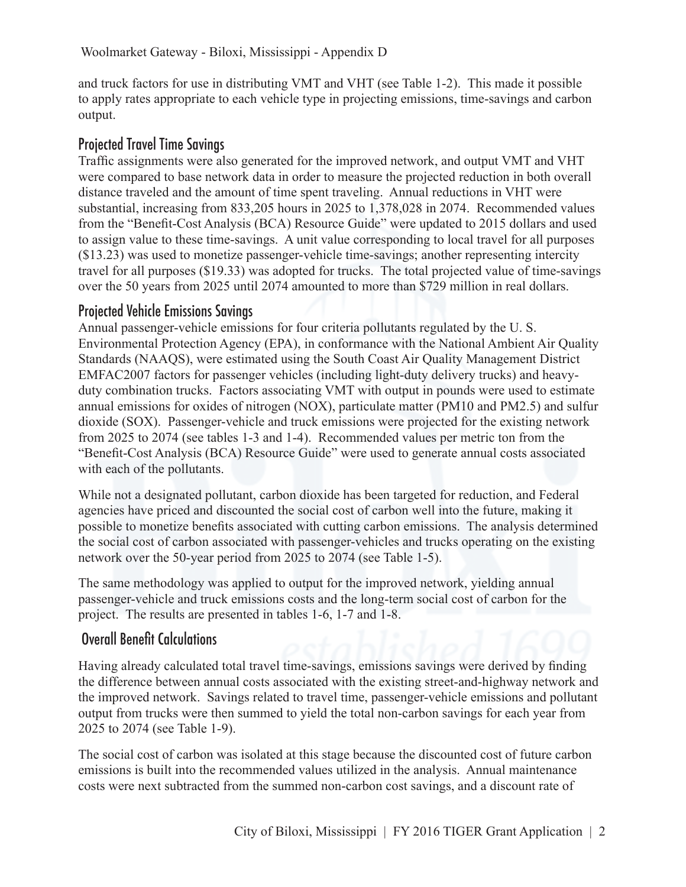and truck factors for use in distributing VMT and VHT (see Table 1-2). This made it possible to apply rates appropriate to each vehicle type in projecting emissions, time-savings and carbon output.

## Projected Travel Time Savings

Traffic assignments were also generated for the improved network, and output VMT and VHT were compared to base network data in order to measure the projected reduction in both overall distance traveled and the amount of time spent traveling. Annual reductions in VHT were substantial, increasing from 833,205 hours in 2025 to 1,378,028 in 2074. Recommended values from the "Benefit-Cost Analysis (BCA) Resource Guide" were updated to 2015 dollars and used to assign value to these time-savings. A unit value corresponding to local travel for all purposes ($13.23) was used to monetize passenger-vehicle time-savings; another representing intercity travel for all purposes ($19.33) was adopted for trucks. The total projected value of time-savings over the 50 years from 2025 until 2074 amounted to more than $729 million in real dollars.

## Projected Vehicle Emissions Savings

Annual passenger-vehicle emissions for four criteria pollutants regulated by the U. S. Environmental Protection Agency (EPA), in conformance with the National Ambient Air Quality Standards (NAAQS), were estimated using the South Coast Air Quality Management District EMFAC2007 factors for passenger vehicles (including light-duty delivery trucks) and heavy-duty combination trucks. Factors associating VMT with output in pounds were used to estimate annual emissions for oxides of nitrogen (NOX), particulate matter (PM10 and PM2.5) and sulfur dioxide (SOX). Passenger-vehicle and truck emissions were projected for the existing network from 2025 to 2074 (see tables 1-3 and 1-4). Recommended values per metric ton from the "Benefit-Cost Analysis (BCA) Resource Guide" were used to generate annual costs associated with each of the pollutants.

While not a designated pollutant, carbon dioxide has been targeted for reduction, and Federal agencies have priced and discounted the social cost of carbon well into the future, making it possible to monetize benefits associated with cutting carbon emissions. The analysis determined the social cost of carbon associated with passenger-vehicles and trucks operating on the existing network over the 50-year period from 2025 to 2074 (see Table 1-5).

The same methodology was applied to output for the improved network, yielding annual passenger-vehicle and truck emissions costs and the long-term social cost of carbon for the project. The results are presented in tables 1-6, 1-7 and 1-8.

## Overall Benefit Calculations

Having already calculated total travel time-savings, emissions savings were derived by finding the difference between annual costs associated with the existing street-and-highway network and the improved network. Savings related to travel time, passenger-vehicle emissions and pollutant output from trucks were then summed to yield the total non-carbon savings for each year from 2025 to 2074 (see Table 1-9).

The social cost of carbon was isolated at this stage because the discounted cost of future carbon emissions is built into the recommended values utilized in the analysis. Annual maintenance costs were next subtracted from the summed non-carbon cost savings, and a discount rate of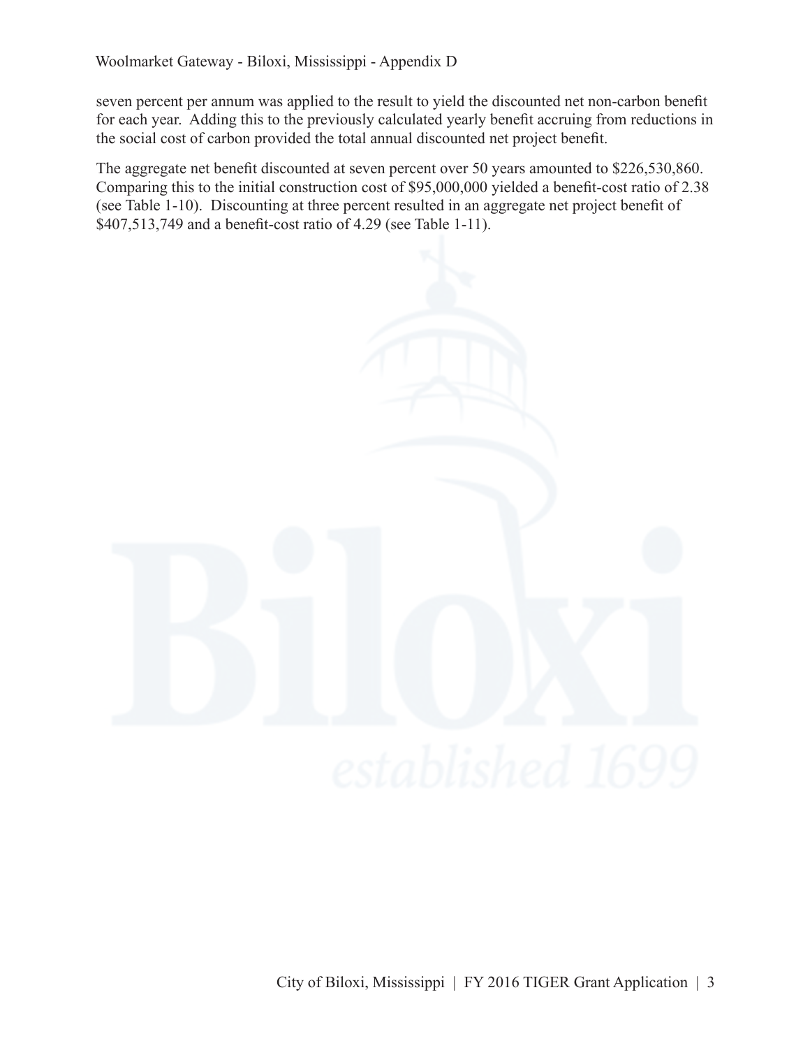seven percent per annum was applied to the result to yield the discounted net non-carbon benefit for each year. Adding this to the previously calculated yearly benefit accruing from reductions in the social cost of carbon provided the total annual discounted net project benefit.

The aggregate net benefit discounted at seven percent over 50 years amounted to $226,530,860. Comparing this to the initial construction cost of $95,000,000 yielded a benefit-cost ratio of 2.38 (see Table 1-10). Discounting at three percent resulted in an aggregate net project benefit of $407,513,749 and a benefit-cost ratio of 4.29 (see Table 1-11).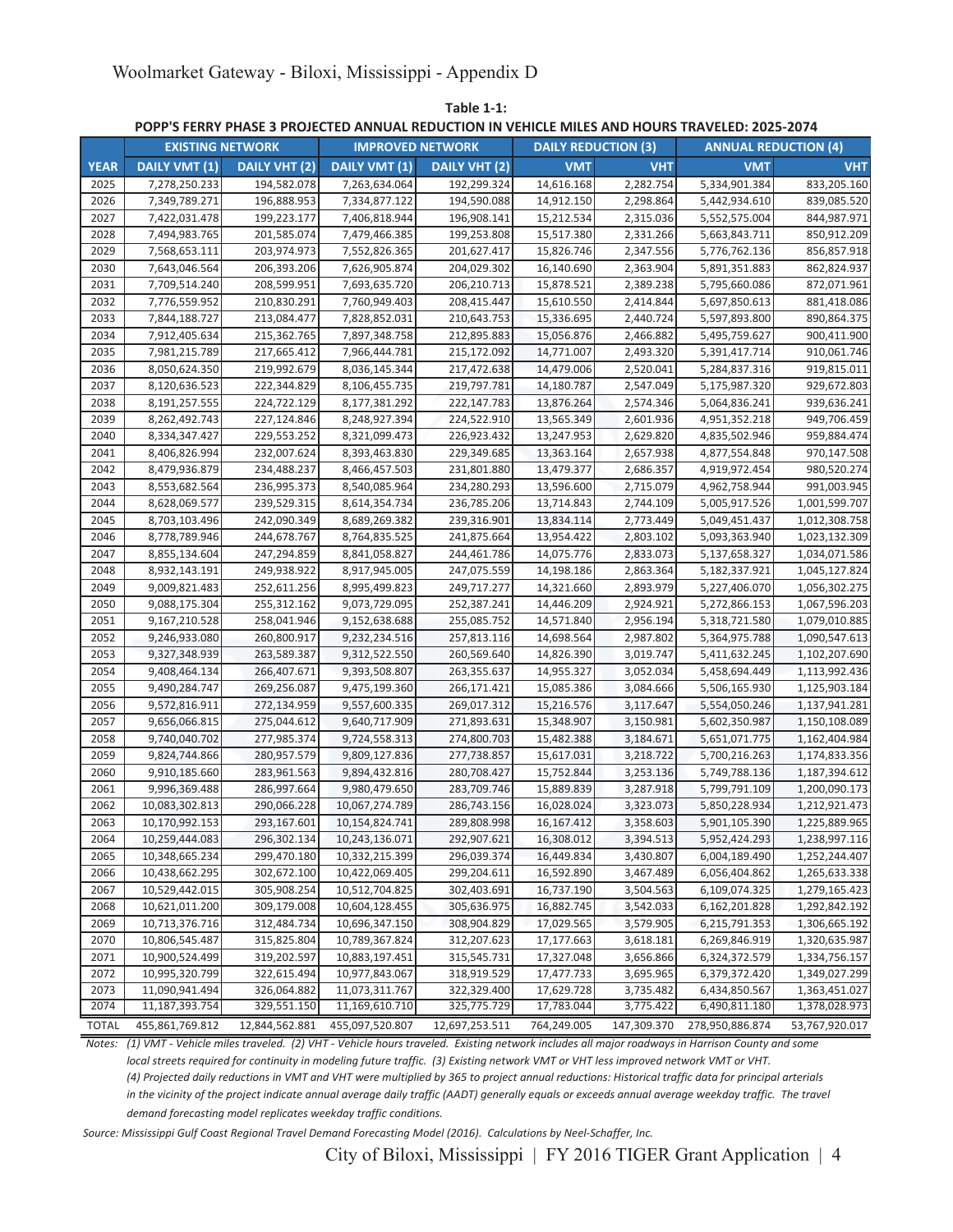**Table 1-1:**

**POPP'S FERRY PHASE 3 PROJECTED ANNUAL REDUCTION IN VEHICLE MILES AND HOURS TRAVELED: 2025-2074**

| | EXISTING NETWORK | | IMPROVED NETWORK | | DAILY REDUCTION (3) | | ANNUAL REDUCTION (4) | |
|---|---|---|---|---|---|---|---|---|
| YEAR | DAILY VMT (1) | DAILY VHT (2) | DAILY VMT (1) | DAILY VHT (2) | VMT | VHT | VMT | VHT |
| 2025 | 7,278,250.233 | 194,582.078 | 7,263,634.064 | 192,299.324 | 14,616.168 | 2,282.754 | 5,334,901.384 | 833,205.160 |
| 2026 | 7,349,789.271 | 196,888.953 | 7,334,877.122 | 194,590.088 | 14,912.150 | 2,298.864 | 5,442,934.610 | 839,085.520 |
| 2027 | 7,422,031.478 | 199,223.177 | 7,406,818.944 | 196,908.141 | 15,212.534 | 2,315.036 | 5,552,575.004 | 844,987.971 |
| 2028 | 7,494,983.765 | 201,585.074 | 7,479,466.385 | 199,253.808 | 15,517.380 | 2,331.266 | 5,663,843.711 | 850,912.209 |
| 2029 | 7,568,653.111 | 203,974.973 | 7,552,826.365 | 201,627.417 | 15,826.746 | 2,347.556 | 5,776,762.136 | 856,857.918 |
| 2030 | 7,643,046.564 | 206,393.206 | 7,626,905.874 | 204,029.302 | 16,140.690 | 2,363.904 | 5,891,351.883 | 862,824.937 |
| 2031 | 7,709,514.240 | 208,599.951 | 7,693,635.720 | 206,210.713 | 15,878.521 | 2,389.238 | 5,795,660.086 | 872,071.961 |
| 2032 | 7,776,559.952 | 210,830.291 | 7,760,949.403 | 208,415.447 | 15,610.550 | 2,414.844 | 5,697,850.613 | 881,418.086 |
| 2033 | 7,844,188.727 | 213,084.477 | 7,828,852.031 | 210,643.753 | 15,336.695 | 2,440.724 | 5,597,893.800 | 890,864.375 |
| 2034 | 7,912,405.634 | 215,362.765 | 7,897,348.758 | 212,895.883 | 15,056.876 | 2,466.882 | 5,495,759.627 | 900,411.900 |
| 2035 | 7,981,215.789 | 217,665.412 | 7,966,444.781 | 215,172.092 | 14,771.007 | 2,493.320 | 5,391,417.714 | 910,061.746 |
| 2036 | 8,050,624.350 | 219,992.679 | 8,036,145.344 | 217,472.638 | 14,479.006 | 2,520.041 | 5,284,837.316 | 919,815.011 |
| 2037 | 8,120,636.523 | 222,344.829 | 8,106,455.735 | 219,797.781 | 14,180.787 | 2,547.049 | 5,175,987.320 | 929,672.803 |
| 2038 | 8,191,257.555 | 224,722.129 | 8,177,381.292 | 222,147.783 | 13,876.264 | 2,574.346 | 5,064,836.241 | 939,636.241 |
| 2039 | 8,262,492.743 | 227,124.846 | 8,248,927.394 | 224,522.910 | 13,565.349 | 2,601.936 | 4,951,352.218 | 949,706.459 |
| 2040 | 8,334,347.427 | 229,553.252 | 8,321,099.473 | 226,923.432 | 13,247.953 | 2,629.820 | 4,835,502.946 | 959,884.474 |
| 2041 | 8,406,826.994 | 232,007.624 | 8,393,463.830 | 229,349.685 | 13,363.164 | 2,657.938 | 4,877,554.848 | 970,147.508 |
| 2042 | 8,479,936.879 | 234,488.237 | 8,466,457.503 | 231,801.880 | 13,479.377 | 2,686.357 | 4,919,972.454 | 980,520.274 |
| 2043 | 8,553,682.564 | 236,995.373 | 8,540,085.964 | 234,280.293 | 13,596.600 | 2,715.079 | 4,962,758.944 | 991,003.945 |
| 2044 | 8,628,069.577 | 239,529.315 | 8,614,354.734 | 236,785.206 | 13,714.843 | 2,744.109 | 5,005,917.526 | 1,001,599.707 |
| 2045 | 8,703,103.496 | 242,090.349 | 8,689,269.382 | 239,316.901 | 13,834.114 | 2,773.449 | 5,049,451.437 | 1,012,308.758 |
| 2046 | 8,778,789.946 | 244,678.767 | 8,764,835.525 | 241,875.664 | 13,954.422 | 2,803.102 | 5,093,363.940 | 1,023,132.309 |
| 2047 | 8,855,134.604 | 247,294.859 | 8,841,058.827 | 244,461.786 | 14,075.776 | 2,833.073 | 5,137,658.327 | 1,034,071.586 |
| 2048 | 8,932,143.191 | 249,938.922 | 8,917,945.005 | 247,075.559 | 14,198.186 | 2,863.364 | 5,182,337.921 | 1,045,127.824 |
| 2049 | 9,009,821.483 | 252,611.256 | 8,995,499.823 | 249,717.277 | 14,321.660 | 2,893.979 | 5,227,406.070 | 1,056,302.275 |
| 2050 | 9,088,175.304 | 255,312.162 | 9,073,729.095 | 252,387.241 | 14,446.209 | 2,924.921 | 5,272,866.153 | 1,067,596.203 |
| 2051 | 9,167,210.528 | 258,041.946 | 9,152,638.688 | 255,085.752 | 14,571.840 | 2,956.194 | 5,318,721.580 | 1,079,010.885 |
| 2052 | 9,246,933.080 | 260,800.917 | 9,232,234.516 | 257,813.116 | 14,698.564 | 2,987.802 | 5,364,975.788 | 1,090,547.613 |
| 2053 | 9,327,348.939 | 263,589.387 | 9,312,522.550 | 260,569.640 | 14,826.390 | 3,019.747 | 5,411,632.245 | 1,102,207.690 |
| 2054 | 9,408,464.134 | 266,407.671 | 9,393,508.807 | 263,355.637 | 14,955.327 | 3,052.034 | 5,458,694.449 | 1,113,992.436 |
| 2055 | 9,490,284.747 | 269,256.087 | 9,475,199.360 | 266,171.421 | 15,085.386 | 3,084.666 | 5,506,165.930 | 1,125,903.184 |
| 2056 | 9,572,816.911 | 272,134.959 | 9,557,600.335 | 269,017.312 | 15,216.576 | 3,117.647 | 5,554,050.246 | 1,137,941.281 |
| 2057 | 9,656,066.815 | 275,044.612 | 9,640,717.909 | 271,893.631 | 15,348.907 | 3,150.981 | 5,602,350.987 | 1,150,108.089 |
| 2058 | 9,740,040.702 | 277,985.374 | 9,724,558.313 | 274,800.703 | 15,482.388 | 3,184.671 | 5,651,071.775 | 1,162,404.984 |
| 2059 | 9,824,744.866 | 280,957.579 | 9,809,127.836 | 277,738.857 | 15,617.031 | 3,218.722 | 5,700,216.263 | 1,174,833.356 |
| 2060 | 9,910,185.660 | 283,961.563 | 9,894,432.816 | 280,708.427 | 15,752.844 | 3,253.136 | 5,749,788.136 | 1,187,394.612 |
| 2061 | 9,996,369.488 | 286,997.664 | 9,980,479.650 | 283,709.746 | 15,889.839 | 3,287.918 | 5,799,791.109 | 1,200,090.173 |
| 2062 | 10,083,302.813 | 290,066.228 | 10,067,274.789 | 286,743.156 | 16,028.024 | 3,323.073 | 5,850,228.934 | 1,212,921.473 |
| 2063 | 10,170,992.153 | 293,167.601 | 10,154,824.741 | 289,808.998 | 16,167.412 | 3,358.603 | 5,901,105.390 | 1,225,889.965 |
| 2064 | 10,259,444.083 | 296,302.134 | 10,243,136.071 | 292,907.621 | 16,308.012 | 3,394.513 | 5,952,424.293 | 1,238,997.116 |
| 2065 | 10,348,665.234 | 299,470.180 | 10,332,215.399 | 296,039.374 | 16,449.834 | 3,430.807 | 6,004,189.490 | 1,252,244.407 |
| 2066 | 10,438,662.295 | 302,672.100 | 10,422,069.405 | 299,204.611 | 16,592.890 | 3,467.489 | 6,056,404.862 | 1,265,633.338 |
| 2067 | 10,529,442.015 | 305,908.254 | 10,512,704.825 | 302,403.691 | 16,737.190 | 3,504.563 | 6,109,074.325 | 1,279,165.423 |
| 2068 | 10,621,011.200 | 309,179.008 | 10,604,128.455 | 305,636.975 | 16,882.745 | 3,542.033 | 6,162,201.828 | 1,292,842.192 |
| 2069 | 10,713,376.716 | 312,484.734 | 10,696,347.150 | 308,904.829 | 17,029.565 | 3,579.905 | 6,215,791.353 | 1,306,665.192 |
| 2070 | 10,806,545.487 | 315,825.804 | 10,789,367.824 | 312,207.623 | 17,177.663 | 3,618.181 | 6,269,846.919 | 1,320,635.987 |
| 2071 | 10,900,524.499 | 319,202.597 | 10,883,197.451 | 315,545.731 | 17,327.048 | 3,656.866 | 6,324,372.579 | 1,334,756.157 |
| 2072 | 10,995,320.799 | 322,615.494 | 10,977,843.067 | 318,919.529 | 17,477.733 | 3,695.965 | 6,379,372.420 | 1,349,027.299 |
| 2073 | 11,090,941.494 | 326,064.882 | 11,073,311.767 | 322,329.400 | 17,629.728 | 3,735.482 | 6,434,850.567 | 1,363,451.027 |
| 2074 | 11,187,393.754 | 329,551.150 | 11,169,610.710 | 325,775.729 | 17,783.044 | 3,775.422 | 6,490,811.180 | 1,378,028.973 |
| TOTAL | 455,861,769.812 | 12,844,562.881 | 455,097,520.807 | 12,697,253.511 | 764,249.005 | 147,309.370 | 278,950,886.874 | 53,767,920.017 |

*Notes: (1) VMT - Vehicle miles traveled. (2) VHT - Vehicle hours traveled. Existing network includes all major roadways in Harrison County and some local streets required for continuity in modeling future traffic. (3) Existing network VMT or VHT less improved network VMT or VHT. (4) Projected daily reductions in VMT and VHT were multiplied by 365 to project annual reductions: Historical traffic data for principal arterials in the vicinity of the project indicate annual average daily traffic (AADT) generally equals or exceeds annual average weekday traffic. The travel demand forecasting model replicates weekday traffic conditions.*

*Source: Mississippi Gulf Coast Regional Travel Demand Forecasting Model (2016). Calculations by Neel-Schaffer, Inc.*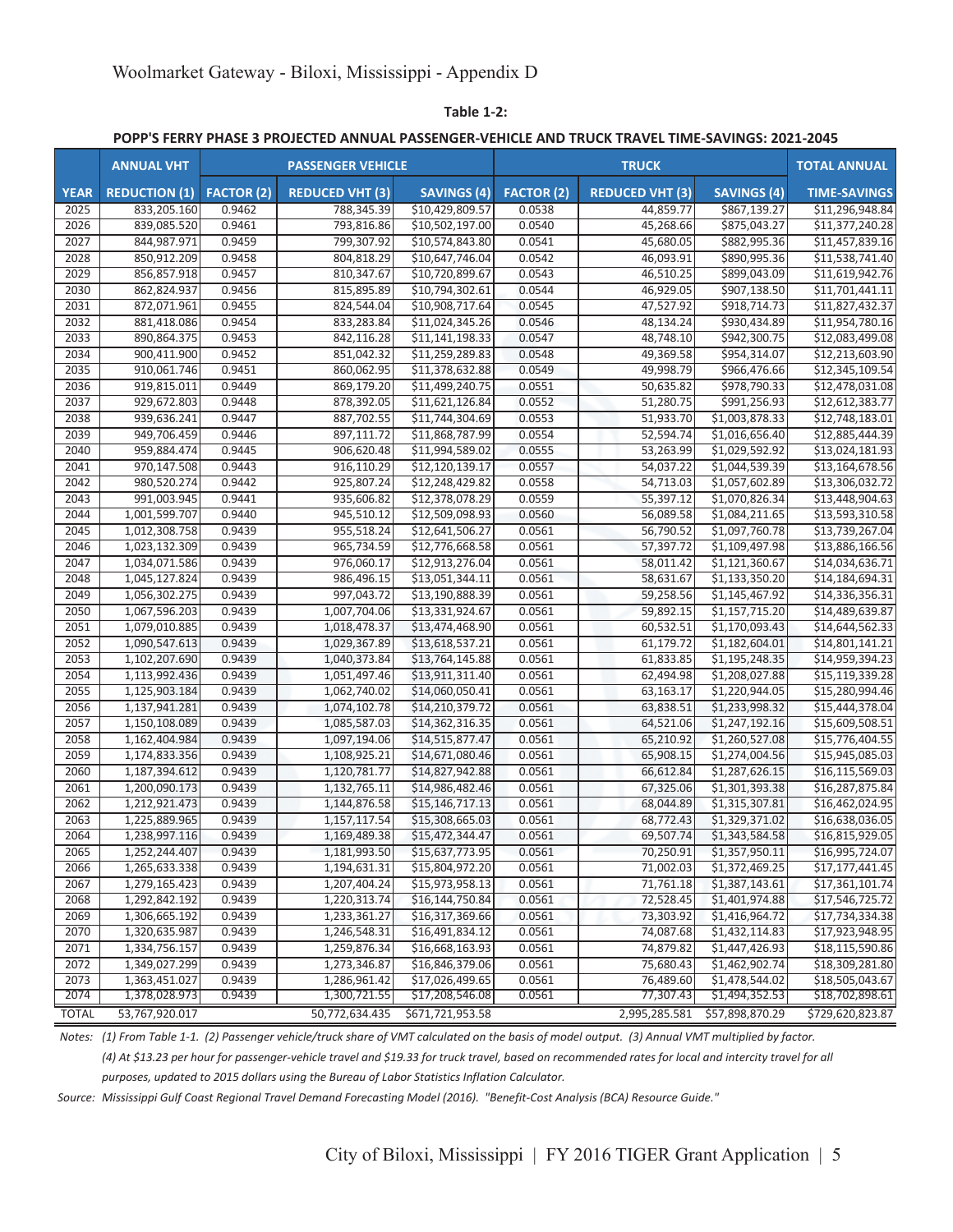**Table 1-2:**

**POPP'S FERRY PHASE 3 PROJECTED ANNUAL PASSENGER-VEHICLE AND TRUCK TRAVEL TIME-SAVINGS: 2021-2045**

| YEAR | ANNUAL VHT REDUCTION (1) | PASSENGER VEHICLE FACTOR (2) | PASSENGER VEHICLE REDUCED VHT (3) | PASSENGER VEHICLE SAVINGS (4) | TRUCK FACTOR (2) | TRUCK REDUCED VHT (3) | TRUCK SAVINGS (4) | TOTAL ANNUAL TIME-SAVINGS |
|---|---|---|---|---|---|---|---|---|
| 2025 | 833,205.160 | 0.9462 | 788,345.39 | $10,429,809.57 | 0.0538 | 44,859.77 | $867,139.27 | $11,296,948.84 |
| 2026 | 839,085.520 | 0.9461 | 793,816.86 | $10,502,197.00 | 0.0540 | 45,268.66 | $875,043.27 | $11,377,240.28 |
| 2027 | 844,987.971 | 0.9459 | 799,307.92 | $10,574,843.80 | 0.0541 | 45,680.05 | $882,995.36 | $11,457,839.16 |
| 2028 | 850,912.209 | 0.9458 | 804,818.29 | $10,647,746.04 | 0.0542 | 46,093.91 | $890,995.36 | $11,538,741.40 |
| 2029 | 856,857.918 | 0.9457 | 810,347.67 | $10,720,899.67 | 0.0543 | 46,510.25 | $899,043.09 | $11,619,942.76 |
| 2030 | 862,824.937 | 0.9456 | 815,895.89 | $10,794,302.61 | 0.0544 | 46,929.05 | $907,138.50 | $11,701,441.11 |
| 2031 | 872,071.961 | 0.9455 | 824,544.04 | $10,908,717.64 | 0.0545 | 47,527.92 | $918,714.73 | $11,827,432.37 |
| 2032 | 881,418.086 | 0.9454 | 833,283.84 | $11,024,345.26 | 0.0546 | 48,134.24 | $930,434.89 | $11,954,780.16 |
| 2033 | 890,864.375 | 0.9453 | 842,116.28 | $11,141,198.33 | 0.0547 | 48,748.10 | $942,300.75 | $12,083,499.08 |
| 2034 | 900,411.900 | 0.9452 | 851,042.32 | $11,259,289.83 | 0.0548 | 49,369.58 | $954,314.07 | $12,213,603.90 |
| 2035 | 910,061.746 | 0.9451 | 860,062.95 | $11,378,632.88 | 0.0549 | 49,998.79 | $966,476.66 | $12,345,109.54 |
| 2036 | 919,815.011 | 0.9449 | 869,179.20 | $11,499,240.75 | 0.0551 | 50,635.82 | $978,790.33 | $12,478,031.08 |
| 2037 | 929,672.803 | 0.9448 | 878,392.05 | $11,621,126.84 | 0.0552 | 51,280.75 | $991,256.93 | $12,612,383.77 |
| 2038 | 939,636.241 | 0.9447 | 887,702.55 | $11,744,304.69 | 0.0553 | 51,933.70 | $1,003,878.33 | $12,748,183.01 |
| 2039 | 949,706.459 | 0.9446 | 897,111.72 | $11,868,787.99 | 0.0554 | 52,594.74 | $1,016,656.40 | $12,885,444.39 |
| 2040 | 959,884.474 | 0.9445 | 906,620.48 | $11,994,589.02 | 0.0555 | 53,263.99 | $1,029,592.92 | $13,024,181.93 |
| 2041 | 970,147.508 | 0.9443 | 916,110.29 | $12,120,139.17 | 0.0557 | 54,037.22 | $1,044,539.39 | $13,164,678.56 |
| 2042 | 980,520.274 | 0.9442 | 925,807.24 | $12,248,429.82 | 0.0558 | 54,713.03 | $1,057,602.89 | $13,306,032.72 |
| 2043 | 991,003.945 | 0.9441 | 935,606.82 | $12,378,078.29 | 0.0559 | 55,397.12 | $1,070,826.34 | $13,448,904.63 |
| 2044 | 1,001,599.707 | 0.9440 | 945,510.12 | $12,509,098.93 | 0.0560 | 56,089.58 | $1,084,211.65 | $13,593,310.58 |
| 2045 | 1,012,308.758 | 0.9439 | 955,518.24 | $12,641,506.27 | 0.0561 | 56,790.52 | $1,097,760.78 | $13,739,267.04 |
| 2046 | 1,023,132.309 | 0.9439 | 965,734.59 | $12,776,668.58 | 0.0561 | 57,397.72 | $1,109,497.98 | $13,886,166.56 |
| 2047 | 1,034,071.586 | 0.9439 | 976,060.17 | $12,913,276.04 | 0.0561 | 58,011.42 | $1,121,360.67 | $14,034,636.71 |
| 2048 | 1,045,127.824 | 0.9439 | 986,496.15 | $13,051,344.11 | 0.0561 | 58,631.67 | $1,133,350.20 | $14,184,694.31 |
| 2049 | 1,056,302.275 | 0.9439 | 997,043.72 | $13,190,888.39 | 0.0561 | 59,258.56 | $1,145,467.92 | $14,336,356.31 |
| 2050 | 1,067,596.203 | 0.9439 | 1,007,704.06 | $13,331,924.67 | 0.0561 | 59,892.15 | $1,157,715.20 | $14,489,639.87 |
| 2051 | 1,079,010.885 | 0.9439 | 1,018,478.37 | $13,474,468.90 | 0.0561 | 60,532.51 | $1,170,093.43 | $14,644,562.33 |
| 2052 | 1,090,547.613 | 0.9439 | 1,029,367.89 | $13,618,537.21 | 0.0561 | 61,179.72 | $1,182,604.01 | $14,801,141.21 |
| 2053 | 1,102,207.690 | 0.9439 | 1,040,373.84 | $13,764,145.88 | 0.0561 | 61,833.85 | $1,195,248.35 | $14,959,394.23 |
| 2054 | 1,113,992.436 | 0.9439 | 1,051,497.46 | $13,911,311.40 | 0.0561 | 62,494.98 | $1,208,027.88 | $15,119,339.28 |
| 2055 | 1,125,903.184 | 0.9439 | 1,062,740.02 | $14,060,050.41 | 0.0561 | 63,163.17 | $1,220,944.05 | $15,280,994.46 |
| 2056 | 1,137,941.281 | 0.9439 | 1,074,102.78 | $14,210,379.72 | 0.0561 | 63,838.51 | $1,233,998.32 | $15,444,378.04 |
| 2057 | 1,150,108.089 | 0.9439 | 1,085,587.03 | $14,362,316.35 | 0.0561 | 64,521.06 | $1,247,192.16 | $15,609,508.51 |
| 2058 | 1,162,404.984 | 0.9439 | 1,097,194.06 | $14,515,877.47 | 0.0561 | 65,210.92 | $1,260,527.08 | $15,776,404.55 |
| 2059 | 1,174,833.356 | 0.9439 | 1,108,925.21 | $14,671,080.46 | 0.0561 | 65,908.15 | $1,274,004.56 | $15,945,085.03 |
| 2060 | 1,187,394.612 | 0.9439 | 1,120,781.77 | $14,827,942.88 | 0.0561 | 66,612.84 | $1,287,626.15 | $16,115,569.03 |
| 2061 | 1,200,090.173 | 0.9439 | 1,132,765.11 | $14,986,482.46 | 0.0561 | 67,325.06 | $1,301,393.38 | $16,287,875.84 |
| 2062 | 1,212,921.473 | 0.9439 | 1,144,876.58 | $15,146,717.13 | 0.0561 | 68,044.89 | $1,315,307.81 | $16,462,024.95 |
| 2063 | 1,225,889.965 | 0.9439 | 1,157,117.54 | $15,308,665.03 | 0.0561 | 68,772.43 | $1,329,371.02 | $16,638,036.05 |
| 2064 | 1,238,997.116 | 0.9439 | 1,169,489.38 | $15,472,344.47 | 0.0561 | 69,507.74 | $1,343,584.58 | $16,815,929.05 |
| 2065 | 1,252,244.407 | 0.9439 | 1,181,993.50 | $15,637,773.95 | 0.0561 | 70,250.91 | $1,357,950.11 | $16,995,724.07 |
| 2066 | 1,265,633.338 | 0.9439 | 1,194,631.31 | $15,804,972.20 | 0.0561 | 71,002.03 | $1,372,469.25 | $17,177,441.45 |
| 2067 | 1,279,165.423 | 0.9439 | 1,207,404.24 | $15,973,958.13 | 0.0561 | 71,761.18 | $1,387,143.61 | $17,361,101.74 |
| 2068 | 1,292,842.192 | 0.9439 | 1,220,313.74 | $16,144,750.84 | 0.0561 | 72,528.45 | $1,401,974.88 | $17,546,725.72 |
| 2069 | 1,306,665.192 | 0.9439 | 1,233,361.27 | $16,317,369.66 | 0.0561 | 73,303.92 | $1,416,964.72 | $17,734,334.38 |
| 2070 | 1,320,635.987 | 0.9439 | 1,246,548.31 | $16,491,834.12 | 0.0561 | 74,087.68 | $1,432,114.83 | $17,923,948.95 |
| 2071 | 1,334,756.157 | 0.9439 | 1,259,876.34 | $16,668,163.93 | 0.0561 | 74,879.82 | $1,447,426.93 | $18,115,590.86 |
| 2072 | 1,349,027.299 | 0.9439 | 1,273,346.87 | $16,846,379.06 | 0.0561 | 75,680.43 | $1,462,902.74 | $18,309,281.80 |
| 2073 | 1,363,451.027 | 0.9439 | 1,286,961.42 | $17,026,499.65 | 0.0561 | 76,489.60 | $1,478,544.02 | $18,505,043.67 |
| 2074 | 1,378,028.973 | 0.9439 | 1,300,721.55 | $17,208,546.08 | 0.0561 | 77,307.43 | $1,494,352.53 | $18,702,898.61 |
| TOTAL | 53,767,920.017 | | 50,772,634.435 | $671,721,953.58 | | 2,995,285.581 | $57,898,870.29 | $729,620,823.87 |

*Notes: (1) From Table 1-1. (2) Passenger vehicle/truck share of VMT calculated on the basis of model output. (3) Annual VMT multiplied by factor. (4) At $13.23 per hour for passenger-vehicle travel and $19.33 for truck travel, based on recommended rates for local and intercity travel for all purposes, updated to 2015 dollars using the Bureau of Labor Statistics Inflation Calculator.*

*Source: Mississippi Gulf Coast Regional Travel Demand Forecasting Model (2016). "Benefit-Cost Analysis (BCA) Resource Guide."*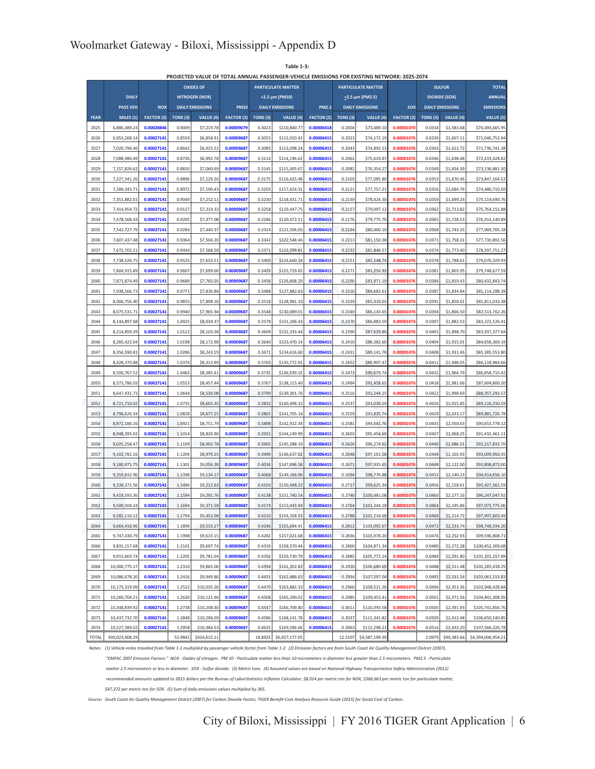# Woolmarket Gateway - Biloxi, Mississippi - Appendix D

**Table 1-3:**

**PROJECTED VALUE OF TOTAL ANNUAL PASSENGER-VEHICLE EMISSIONS FOR EXISTING NETWORK: 2025-2074**

| YEAR | DAILY PASS VEH MILES (1) | NOX FACTOR (2) | OXIDES OF NITROGEN (NOX) DAILY EMISSIONS TONS (3) | VALUE (4) | PM10 FACTOR (2) | PARTICULATE MATTER >2.5 µm (PM10) DAILY EMISSIONS TONS (3) | VALUE (4) | PM2.5 FACTOR (2) | PARTICULATE MATTER ≤2.5 µm (PM2.5) DAILY EMISSIONS TONS (3) | VALUE (4) | SOX FACTOR (2) | SULFUR DIOXIDE (SOX) DAILY EMISSIONS TONS (3) | VALUE (4) | TOTAL ANNUAL EMISSIONS VALUE (5) |
|---|---|---|---|---|---|---|---|---|---|---|---|---|---|---|
| 2025 | 6,886,389.24 | 0.00028846 | 0.9009 | $7,219.78 | 0.00009679 | 0.3023 | $110,840.77 | 0.00006418 | 0.2004 | $73,489.10 | 0.00001070 | 0.0334 | $1,583.68 | $70,493,665.95 |
| 2026 | 6,953,268.14 | 0.00027141 | 0.8559 | $6,858.91 | 0.00009687 | 0.3055 | $112,010.43 | 0.00006415 | 0.2023 | $74,172.19 | 0.00001076 | 0.0339 | $1,607.11 | $71,046,753.94 |
| 2027 | 7,020,796.46 | 0.00027141 | 0.8642 | $6,925.52 | 0.00009687 | 0.3085 | $113,098.24 | 0.00006415 | 0.2043 | $74,892.53 | 0.00001076 | 0.0343 | $1,622.72 | $71,736,741.38 |
| 2028 | 7,088,980.49 | 0.00027141 | 0.8726 | $6,992.78 | 0.00009687 | 0.3114 | $114,196.62 | 0.00006415 | 0.2062 | $75,619.87 | 0.00001076 | 0.0346 | $1,638.48 | $72,433,428.82 |
| 2029 | 7,157,826.62 | 0.00027141 | 0.8810 | $7,060.69 | 0.00009687 | 0.3145 | $115,305.67 | 0.00006415 | 0.2082 | $76,354.27 | 0.00001076 | 0.0349 | $1,654.39 | $73,136,881.30 |
| 2030 | 7,227,341.26 | 0.00027141 | 0.8896 | $7,129.26 | 0.00009687 | 0.3175 | $116,425.48 | 0.00006415 | 0.2103 | $77,095.80 | 0.00001076 | 0.0353 | $1,670.46 | $73,847,164.52 |
| 2031 | 7,289,345.71 | 0.00027141 | 0.8972 | $7,190.43 | 0.00009687 | 0.3203 | $117,424.31 | 0.00006415 | 0.2121 | $77,757.21 | 0.00001076 | 0.0356 | $1,684.79 | $74,480,710.50 |
| 2032 | 7,351,882.01 | 0.00027141 | 0.9049 | $7,252.11 | 0.00009687 | 0.3230 | $118,431.71 | 0.00006415 | 0.2139 | $78,424.30 | 0.00001076 | 0.0359 | $1,699.24 | $75,119,690.76 |
| 2033 | 7,414,954.72 | 0.00027141 | 0.9127 | $7,314.33 | 0.00009687 | 0.3258 | $119,447.75 | 0.00006415 | 0.2157 | $79,097.12 | 0.00001076 | 0.0362 | $1,713.82 | $75,764,151.88 |
| 2034 | 7,478,568.43 | 0.00027141 | 0.9205 | $7,377.08 | 0.00009687 | 0.3286 | $120,472.51 | 0.00006415 | 0.2176 | $79,775.70 | 0.00001076 | 0.0365 | $1,728.53 | $76,414,140.89 |
| 2035 | 7,542,727.79 | 0.00027141 | 0.9284 | $7,440.37 | 0.00009687 | 0.3314 | $121,506.05 | 0.00006415 | 0.2194 | $80,460.10 | 0.00001076 | 0.0368 | $1,743.35 | $77,069,705.18 |
| 2036 | 7,607,437.48 | 0.00027141 | 0.9364 | $7,504.20 | 0.00009687 | 0.3342 | $122,548.46 | 0.00006415 | 0.2213 | $81,150.38 | 0.00001076 | 0.0371 | $1,758.31 | $77,730,892.56 |
| 2037 | 7,672,702.21 | 0.00027141 | 0.9444 | $7,568.58 | 0.00009687 | 0.3371 | $123,599.81 | 0.00006415 | 0.2232 | $81,846.57 | 0.00001076 | 0.0374 | $1,773.40 | $78,397,751.27 |
| 2038 | 7,738,526.75 | 0.00027141 | 0.9525 | $7,633.51 | 0.00009687 | 0.3400 | $124,660.18 | 0.00006415 | 0.2251 | $82,548.74 | 0.00001076 | 0.0378 | $1,788.61 | $79,070,329.93 |
| 2039 | 7,804,915.89 | 0.00027141 | 0.9607 | $7,699.00 | 0.00009687 | 0.3429 | $125,729.65 | 0.00006415 | 0.2271 | $83,256.93 | 0.00001076 | 0.0381 | $1,803.95 | $79,748,677.59 |
| 2040 | 7,871,874.49 | 0.00027141 | 0.9689 | $7,765.05 | 0.00009687 | 0.3458 | $126,808.29 | 0.00006415 | 0.2290 | $83,971.19 | 0.00001076 | 0.0384 | $1,819.43 | $80,432,843.74 |
| 2041 | 7,938,566.73 | 0.00027141 | 0.9771 | $7,830.84 | 0.00009687 | 0.3488 | $127,882.63 | 0.00006415 | 0.2310 | $84,682.61 | 0.00001076 | 0.0387 | $1,834.84 | $81,114,288.39 |
| 2042 | 8,006,756.40 | 0.00027141 | 0.9855 | $7,898.10 | 0.00009687 | 0.3518 | $128,981.10 | 0.00006415 | 0.2329 | $85,410.01 | 0.00001076 | 0.0391 | $1,850.61 | $81,811,033.38 |
| 2043 | 8,075,531.71 | 0.00027141 | 0.9940 | $7,965.94 | 0.00009687 | 0.3548 | $130,089.01 | 0.00006415 | 0.2349 | $86,143.65 | 0.00001076 | 0.0394 | $1,866.50 | $82,513,762.26 |
| 2044 | 8,144,897.68 | 0.00027141 | 1.0025 | $8,034.37 | 0.00009687 | 0.3578 | $131,206.43 | 0.00006415 | 0.2370 | $86,883.59 | 0.00001076 | 0.0397 | $1,882.53 | $83,222,526.41 |
| 2045 | 8,214,859.39 | 0.00027141 | 1.0112 | $8,103.38 | 0.00009687 | 0.3609 | $132,333.44 | 0.00006415 | 0.2390 | $87,629.89 | 0.00001076 | 0.0401 | $1,898.70 | $83,937,377.64 |
| 2046 | 8,285,422.04 | 0.00027141 | 1.0198 | $8,172.98 | 0.00009687 | 0.3640 | $133,470.14 | 0.00006415 | 0.2410 | $88,382.60 | 0.00001076 | 0.0404 | $1,915.01 | $84,658,369.19 |
| 2047 | 8,356,590.81 | 0.00027141 | 1.0286 | $8,243.19 | 0.00009687 | 0.3671 | $134,616.60 | 0.00006415 | 0.2431 | $89,141.78 | 0.00001076 | 0.0408 | $1,931.46 | $85,385,553.80 |
| 2048 | 8,428,370.88 | 0.00027141 | 1.0374 | $8,313.99 | 0.00009687 | 0.3703 | $135,772.91 | 0.00006415 | 0.2452 | $89,907.47 | 0.00001076 | 0.0411 | $1,948.05 | $86,118,984.66 |
| 2049 | 8,500,767.52 | 0.00027141 | 1.0463 | $8,385.41 | 0.00009687 | 0.3735 | $136,939.15 | 0.00006415 | 0.2473 | $90,679.74 | 0.00001076 | 0.0415 | $1,964.79 | $86,858,715.42 |
| 2050 | 8,573,786.03 | 0.00027141 | 1.0553 | $8,457.44 | 0.00009687 | 0.3767 | $138,115.40 | 0.00006415 | 0.2494 | $91,458.65 | 0.00001076 | 0.0418 | $1,981.66 | $87,604,800.20 |
| 2051 | 8,647,431.73 | 0.00027141 | 1.0644 | $8,530.08 | 0.00009687 | 0.3799 | $139,301.76 | 0.00006415 | 0.2516 | $92,244.25 | 0.00001076 | 0.0422 | $1,998.69 | $88,357,293.57 |
| 2052 | 8,721,710.02 | 0.00027141 | 1.0735 | $8,603.35 | 0.00009687 | 0.3832 | $140,498.32 | 0.00006415 | 0.2537 | $93,036.59 | 0.00001076 | 0.0426 | $2,015.85 | $89,116,250.59 |
| 2053 | 8,796,626.34 | 0.00027141 | 1.0828 | $8,677.25 | 0.00009687 | 0.3865 | $141,705.14 | 0.00006415 | 0.2559 | $93,835.74 | 0.00001076 | 0.0429 | $2,033.17 | $89,881,726.78 |
| 2054 | 8,872,186.16 | 0.00027141 | 1.0921 | $8,751.79 | 0.00009687 | 0.3898 | $142,922.34 | 0.00006415 | 0.2581 | $94,641.76 | 0.00001076 | 0.0433 | $2,050.63 | $90,653,778.12 |
| 2055 | 8,948,395.02 | 0.00027141 | 1.1014 | $8,826.96 | 0.00009687 | 0.3931 | $144,149.99 | 0.00006415 | 0.2603 | $95,454.69 | 0.00001076 | 0.0437 | $2,068.25 | $91,432,461.11 |
| 2056 | 9,025,258.47 | 0.00027141 | 1.1109 | $8,902.78 | 0.00009687 | 0.3965 | $145,388.19 | 0.00006415 | 0.2626 | $96,274.62 | 0.00001076 | 0.0440 | $2,086.01 | $92,217,832.70 |
| 2057 | 9,102,782.16 | 0.00027141 | 1.1204 | $8,979.25 | 0.00009687 | 0.3999 | $146,637.02 | 0.00006415 | 0.2648 | $97,101.58 | 0.00001076 | 0.0444 | $2,103.93 | $93,009,950.35 |
| 2058 | 9,180,971.75 | 0.00027141 | 1.1301 | $9,056.38 | 0.00009687 | 0.4034 | $147,896.58 | 0.00006415 | 0.2671 | $97,935.65 | 0.00001076 | 0.0448 | $2,122.00 | $93,808,872.00 |
| 2059 | 9,259,832.96 | 0.00027141 | 1.1398 | $9,134.17 | 0.00009687 | 0.4068 | $149,166.96 | 0.00006415 | 0.2694 | $98,776.88 | 0.00001076 | 0.0452 | $2,140.23 | $94,614,656.10 |
| 2060 | 9,339,371.56 | 0.00027141 | 1.1496 | $9,212.63 | 0.00009687 | 0.4103 | $150,448.25 | 0.00006415 | 0.2717 | $99,625.34 | 0.00001076 | 0.0456 | $2,158.61 | $95,427,361.59 |
| 2061 | 9,419,593.36 | 0.00027141 | 1.1594 | $9,291.76 | 0.00009687 | 0.4138 | $151,740.54 | 0.00006415 | 0.2740 | $100,481.08 | 0.00001076 | 0.0460 | $2,177.16 | $96,247,047.92 |
| 2062 | 9,500,504.24 | 0.00027141 | 1.1694 | $9,371.58 | 0.00009687 | 0.4174 | $153,043.94 | 0.00006415 | 0.2764 | $101,344.18 | 0.00001076 | 0.0464 | $2,195.86 | $97,073,775.06 |
| 2063 | 9,582,110.12 | 0.00027141 | 1.1794 | $9,452.08 | 0.00009687 | 0.4210 | $154,358.53 | 0.00006415 | 0.2788 | $102,214.69 | 0.00001076 | 0.0468 | $2,214.72 | $97,907,603.49 |
| 2064 | 9,664,416.96 | 0.00027141 | 1.1896 | $9,533.27 | 0.00009687 | 0.4246 | $155,684.41 | 0.00006415 | 0.2812 | $103,092.67 | 0.00001076 | 0.0472 | $2,233.74 | $98,748,594.20 |
| 2065 | 9,747,430.79 | 0.00027141 | 1.1998 | $9,615.15 | 0.00009687 | 0.4282 | $157,021.68 | 0.00006415 | 0.2836 | $103,978.20 | 0.00001076 | 0.0476 | $2,252.93 | $99,596,808.71 |
| 2066 | 9,831,157.68 | 0.00027141 | 1.2101 | $9,697.74 | 0.00009687 | 0.4319 | $158,370.44 | 0.00006415 | 0.2860 | $104,871.34 | 0.00001076 | 0.0480 | $2,272.28 | $100,452,309.08 |
| 2067 | 9,915,603.74 | 0.00027141 | 1.2205 | $9,781.04 | 0.00009687 | 0.4356 | $159,730.79 | 0.00006415 | 0.2885 | $105,772.14 | 0.00001076 | 0.0484 | $2,291.80 | $101,315,157.89 |
| 2068 | 10,000,775.17 | 0.00027141 | 1.2310 | $9,865.06 | 0.00009687 | 0.4394 | $161,102.82 | 0.00006415 | 0.2910 | $106,680.69 | 0.00001076 | 0.0488 | $2,311.48 | $102,185,418.25 |
| 2069 | 10,086,678.20 | 0.00027141 | 1.2416 | $9,949.80 | 0.00009687 | 0.4431 | $162,486.63 | 0.00006415 | 0.2934 | $107,597.04 | 0.00001076 | 0.0492 | $2,331.34 | $103,063,153.83 |
| 2070 | 10,173,319.09 | 0.00027141 | 1.2522 | $10,035.26 | 0.00009687 | 0.4470 | $163,882.33 | 0.00006415 | 0.2960 | $108,521.26 | 0.00001076 | 0.0496 | $2,351.36 | $103,948,428.84 |
| 2071 | 10,260,704.21 | 0.00027141 | 1.2630 | $10,121.46 | 0.00009687 | 0.4508 | $165,290.02 | 0.00006415 | 0.2985 | $109,453.41 | 0.00001076 | 0.0501 | $2,371.56 | $104,841,308.05 |
| 2072 | 10,348,839.92 | 0.00027141 | 1.2738 | $10,208.40 | 0.00009687 | 0.4547 | $166,709.80 | 0.00006415 | 0.3011 | $110,393.58 | 0.00001076 | 0.0505 | $2,391.93 | $105,741,856.76 |
| 2073 | 10,437,732.70 | 0.00027141 | 1.2848 | $10,296.09 | 0.00009687 | 0.4586 | $168,141.78 | 0.00006415 | 0.3037 | $111,341.82 | 0.00001076 | 0.0509 | $2,412.48 | $106,650,140.85 |
| 2074 | 10,527,389.02 | 0.00027141 | 1.2958 | $10,384.53 | 0.00009687 | 0.4625 | $169,586.06 | 0.00006415 | 0.3063 | $112,298.21 | 0.00001076 | 0.0514 | $2,433.20 | $107,566,226.78 |
| TOTAL | 430,023,908.29 | | 52.9842 | $424,615.11 | | 18.8925 | $6,927,177.05 | | 12.5107 | $4,587,199.39 | | 2.0979 | $99,383.66 | $4,394,006,954.21 |

*Notes: (1) Vehicle-miles traveled from Table 1-1 multiplied by passenger vehicle factor from Table 1-2. (2) Emission factors are from South Coast Air Quality Management District (2007), "EMFAC 2007 Emission Factors." NOX - Oxides of nitrogen. PM 10 - Particulate matter less than 10 micrometers in diameter but greater than 2.5 micrometers. PM2.5 - Particulate matter 2.5 micrometers or less in diameter. SOX - Sulfur dioxide. (3) Metric tons. (4) Assumed values are based on National Highway Transportation Safety Administration (2012) recommended amounts updated to 2015 dollars per the Bureau of LaborStatistics Inflation Calculator: $8,014 per metric ton for NOX, $366,663 per metric ton for particulate matter, $47,372 per metric ton for SOX. (5) Sum of daily emissions values multiplied by 365.*

*Source: South Coast Air Quality Management District (2007) for Carbon Dioxide Factor; TIGER Benefit-Cost Analysis Resource Guide (2015) for Social Cost of Carbon.*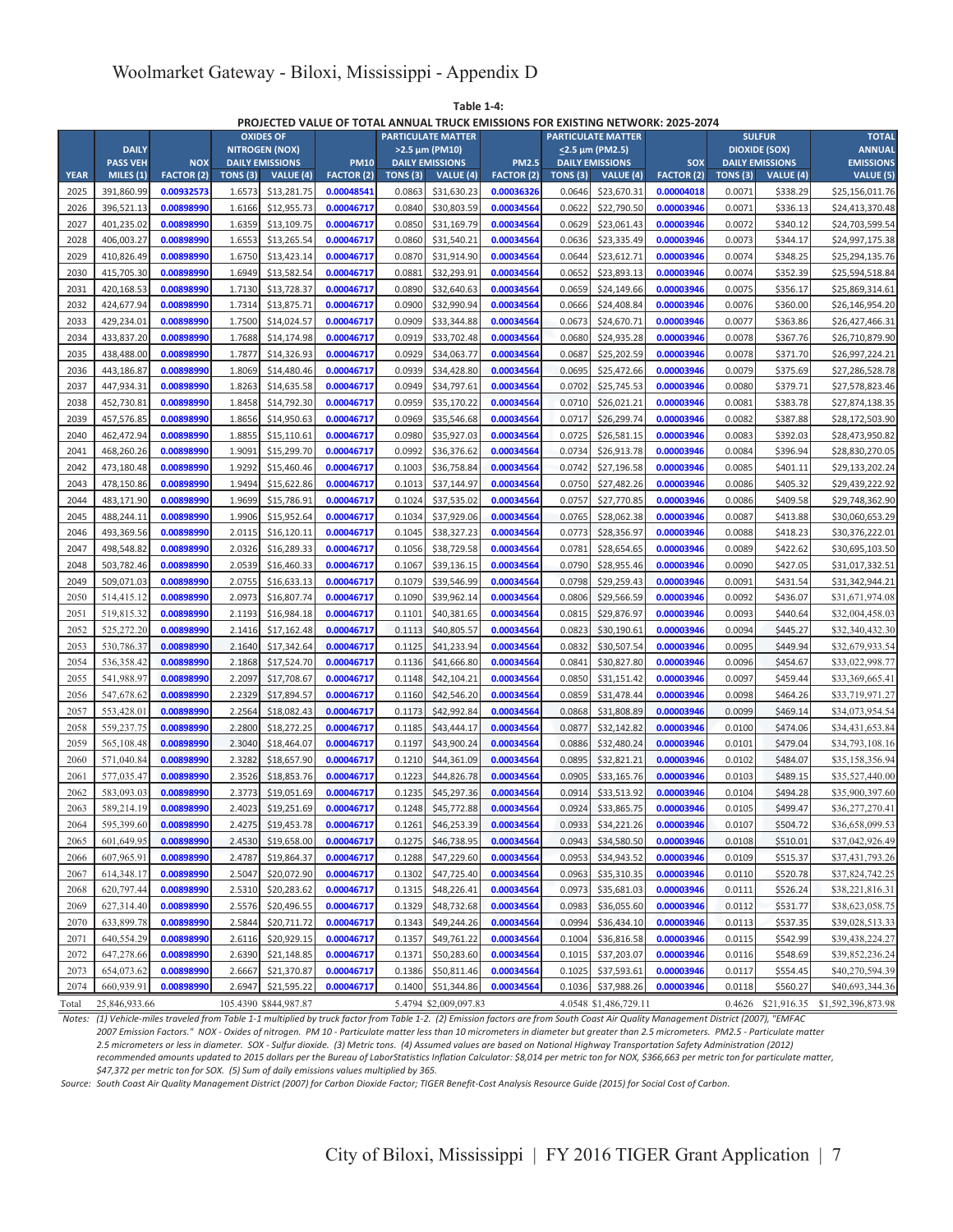Woolmarket Gateway - Biloxi, Mississippi - Appendix D

**Table 1-4:**
**PROJECTED VALUE OF TOTAL ANNUAL TRUCK EMISSIONS FOR EXISTING NETWORK: 2025-2074**

| YEAR | DAILY PASS VEH MILES (1) | NOX FACTOR (2) | OXIDES OF NITROGEN (NOX) DAILY EMISSIONS TONS (3) | VALUE (4) | PM10 FACTOR (2) | PARTICULATE MATTER >2.5 µm (PM10) DAILY EMISSIONS TONS (3) | VALUE (4) | PM2.5 FACTOR (2) | PARTICULATE MATTER ≤2.5 µm (PM2.5) DAILY EMISSIONS TONS (3) | VALUE (4) | SOX FACTOR (2) | SULFUR DIOXIDE (SOX) DAILY EMISSIONS TONS (3) | VALUE (4) | TOTAL ANNUAL EMISSIONS VALUE (5) |
|---|---|---|---|---|---|---|---|---|---|---|---|---|---|---|
| 2025 | 391,860.99 | 0.00932573 | 1.6573 | $13,281.75 | 0.00048541 | 0.0863 | $31,630.23 | 0.00036326 | 0.0646 | $23,670.31 | 0.00004018 | 0.0071 | $338.29 | $25,156,011.76 |
| 2026 | 396,521.13 | 0.00898990 | 1.6166 | $12,955.73 | 0.00046717 | 0.0840 | $30,803.59 | 0.00034564 | 0.0622 | $22,790.50 | 0.00003946 | 0.0071 | $336.13 | $24,413,370.48 |
| 2027 | 401,235.02 | 0.00898990 | 1.6359 | $13,109.75 | 0.00046717 | 0.0850 | $31,169.79 | 0.00034564 | 0.0629 | $23,061.43 | 0.00003946 | 0.0072 | $340.12 | $24,703,599.54 |
| 2028 | 406,003.27 | 0.00898990 | 1.6553 | $13,265.54 | 0.00046717 | 0.0860 | $31,540.21 | 0.00034564 | 0.0636 | $23,335.49 | 0.00003946 | 0.0073 | $344.17 | $24,997,175.38 |
| 2029 | 410,826.49 | 0.00898990 | 1.6750 | $13,423.14 | 0.00046717 | 0.0870 | $31,914.90 | 0.00034564 | 0.0644 | $23,612.71 | 0.00003946 | 0.0074 | $348.25 | $25,294,135.76 |
| 2030 | 415,705.30 | 0.00898990 | 1.6949 | $13,582.54 | 0.00046717 | 0.0881 | $32,293.91 | 0.00034564 | 0.0652 | $23,893.13 | 0.00003946 | 0.0074 | $352.39 | $25,594,518.84 |
| 2031 | 420,168.53 | 0.00898990 | 1.7130 | $13,728.37 | 0.00046717 | 0.0890 | $32,640.63 | 0.00034564 | 0.0659 | $24,149.66 | 0.00003946 | 0.0075 | $356.17 | $25,869,314.61 |
| 2032 | 424,677.94 | 0.00898990 | 1.7314 | $13,875.71 | 0.00046717 | 0.0900 | $32,990.94 | 0.00034564 | 0.0666 | $24,408.84 | 0.00003946 | 0.0076 | $360.00 | $26,146,954.20 |
| 2033 | 429,234.01 | 0.00898990 | 1.7500 | $14,024.57 | 0.00046717 | 0.0909 | $33,344.88 | 0.00034564 | 0.0673 | $24,670.71 | 0.00003946 | 0.0077 | $363.86 | $26,427,466.31 |
| 2034 | 433,837.20 | 0.00898990 | 1.7688 | $14,174.98 | 0.00046717 | 0.0919 | $33,702.48 | 0.00034564 | 0.0680 | $24,935.28 | 0.00003946 | 0.0078 | $367.76 | $26,710,879.90 |
| 2035 | 438,488.00 | 0.00898990 | 1.7877 | $14,326.93 | 0.00046717 | 0.0929 | $34,063.77 | 0.00034564 | 0.0687 | $25,202.59 | 0.00003946 | 0.0078 | $371.70 | $26,997,224.21 |
| 2036 | 443,186.87 | 0.00898990 | 1.8069 | $14,480.46 | 0.00046717 | 0.0939 | $34,428.80 | 0.00034564 | 0.0695 | $25,472.66 | 0.00003946 | 0.0079 | $375.69 | $27,286,528.78 |
| 2037 | 447,934.31 | 0.00898990 | 1.8263 | $14,635.58 | 0.00046717 | 0.0949 | $34,797.61 | 0.00034564 | 0.0702 | $25,745.53 | 0.00003946 | 0.0080 | $379.71 | $27,578,823.46 |
| 2038 | 452,730.81 | 0.00898990 | 1.8458 | $14,792.30 | 0.00046717 | 0.0959 | $35,170.22 | 0.00034564 | 0.0710 | $26,021.21 | 0.00003946 | 0.0081 | $383.78 | $27,874,138.35 |
| 2039 | 457,576.85 | 0.00898990 | 1.8656 | $14,950.63 | 0.00046717 | 0.0969 | $35,546.68 | 0.00034564 | 0.0717 | $26,299.74 | 0.00003946 | 0.0082 | $387.88 | $28,172,503.90 |
| 2040 | 462,472.94 | 0.00898990 | 1.8855 | $15,110.61 | 0.00046717 | 0.0980 | $35,927.03 | 0.00034564 | 0.0725 | $26,581.15 | 0.00003946 | 0.0083 | $392.03 | $28,473,950.82 |
| 2041 | 468,260.26 | 0.00898990 | 1.9091 | $15,299.70 | 0.00046717 | 0.0992 | $36,376.62 | 0.00034564 | 0.0734 | $26,913.78 | 0.00003946 | 0.0084 | $396.94 | $28,830,270.05 |
| 2042 | 473,180.48 | 0.00898990 | 1.9292 | $15,460.46 | 0.00046717 | 0.1003 | $36,758.84 | 0.00034564 | 0.0742 | $27,196.58 | 0.00003946 | 0.0085 | $401.11 | $29,133,202.24 |
| 2043 | 478,150.86 | 0.00898990 | 1.9494 | $15,622.86 | 0.00046717 | 0.1013 | $37,144.97 | 0.00034564 | 0.0750 | $27,482.26 | 0.00003946 | 0.0086 | $405.32 | $29,439,222.92 |
| 2044 | 483,171.90 | 0.00898990 | 1.9699 | $15,786.91 | 0.00046717 | 0.1024 | $37,535.02 | 0.00034564 | 0.0757 | $27,770.85 | 0.00003946 | 0.0086 | $409.58 | $29,748,362.90 |
| 2045 | 488,244.11 | 0.00898990 | 1.9906 | $15,952.64 | 0.00046717 | 0.1034 | $37,929.06 | 0.00034564 | 0.0765 | $28,062.38 | 0.00003946 | 0.0087 | $413.88 | $30,060,653.29 |
| 2046 | 493,369.56 | 0.00898990 | 2.0115 | $16,120.11 | 0.00046717 | 0.1045 | $38,327.23 | 0.00034564 | 0.0773 | $28,356.97 | 0.00003946 | 0.0088 | $418.23 | $30,376,222.01 |
| 2047 | 498,548.82 | 0.00898990 | 2.0326 | $16,289.33 | 0.00046717 | 0.1056 | $38,729.58 | 0.00034564 | 0.0781 | $28,654.65 | 0.00003946 | 0.0089 | $422.62 | $30,695,103.50 |
| 2048 | 503,782.46 | 0.00898990 | 2.0539 | $16,460.33 | 0.00046717 | 0.1067 | $39,136.15 | 0.00034564 | 0.0790 | $28,955.46 | 0.00003946 | 0.0090 | $427.05 | $31,017,332.51 |
| 2049 | 509,071.03 | 0.00898990 | 2.0755 | $16,633.13 | 0.00046717 | 0.1079 | $39,546.99 | 0.00034564 | 0.0798 | $29,259.43 | 0.00003946 | 0.0091 | $431.54 | $31,342,944.21 |
| 2050 | 514,415.12 | 0.00898990 | 2.0973 | $16,807.74 | 0.00046717 | 0.1090 | $39,962.14 | 0.00034564 | 0.0806 | $29,566.59 | 0.00003946 | 0.0092 | $436.07 | $31,671,974.08 |
| 2051 | 519,815.32 | 0.00898990 | 2.1193 | $16,984.18 | 0.00046717 | 0.1101 | $40,381.65 | 0.00034564 | 0.0815 | $29,876.97 | 0.00003946 | 0.0093 | $440.64 | $32,004,458.03 |
| 2052 | 525,272.20 | 0.00898990 | 2.1416 | $17,162.48 | 0.00046717 | 0.1113 | $40,805.57 | 0.00034564 | 0.0823 | $30,190.61 | 0.00003946 | 0.0094 | $445.27 | $32,340,432.30 |
| 2053 | 530,786.37 | 0.00898990 | 2.1640 | $17,342.64 | 0.00046717 | 0.1125 | $41,233.94 | 0.00034564 | 0.0832 | $30,507.54 | 0.00003946 | 0.0095 | $449.94 | $32,679,933.54 |
| 2054 | 536,358.42 | 0.00898990 | 2.1868 | $17,524.70 | 0.00046717 | 0.1136 | $41,666.80 | 0.00034564 | 0.0841 | $30,827.80 | 0.00003946 | 0.0096 | $454.67 | $33,022,998.77 |
| 2055 | 541,988.97 | 0.00898990 | 2.2097 | $17,708.67 | 0.00046717 | 0.1148 | $42,104.21 | 0.00034564 | 0.0850 | $31,151.42 | 0.00003946 | 0.0097 | $459.44 | $33,369,665.41 |
| 2056 | 547,678.62 | 0.00898990 | 2.2329 | $17,894.57 | 0.00046717 | 0.1160 | $42,546.20 | 0.00034564 | 0.0859 | $31,478.44 | 0.00003946 | 0.0098 | $464.26 | $33,719,971.27 |
| 2057 | 553,428.01 | 0.00898990 | 2.2564 | $18,082.43 | 0.00046717 | 0.1173 | $42,992.84 | 0.00034564 | 0.0868 | $31,808.89 | 0.00003946 | 0.0099 | $469.14 | $34,073,954.54 |
| 2058 | 559,237.75 | 0.00898990 | 2.2800 | $18,272.25 | 0.00046717 | 0.1185 | $43,444.17 | 0.00034564 | 0.0877 | $32,142.82 | 0.00003946 | 0.0100 | $474.06 | $34,431,653.84 |
| 2059 | 565,108.48 | 0.00898990 | 2.3040 | $18,464.07 | 0.00046717 | 0.1197 | $43,900.24 | 0.00034564 | 0.0886 | $32,480.24 | 0.00003946 | 0.0101 | $479.04 | $34,793,108.16 |
| 2060 | 571,040.84 | 0.00898990 | 2.3282 | $18,657.90 | 0.00046717 | 0.1210 | $44,361.09 | 0.00034564 | 0.0895 | $32,821.21 | 0.00003946 | 0.0102 | $484.07 | $35,158,356.94 |
| 2061 | 577,035.47 | 0.00898990 | 2.3526 | $18,853.76 | 0.00046717 | 0.1223 | $44,826.78 | 0.00034564 | 0.0905 | $33,165.76 | 0.00003946 | 0.0103 | $489.15 | $35,527,440.00 |
| 2062 | 583,093.03 | 0.00898990 | 2.3773 | $19,051.69 | 0.00046717 | 0.1235 | $45,297.36 | 0.00034564 | 0.0914 | $33,513.92 | 0.00003946 | 0.0104 | $494.28 | $35,900,397.60 |
| 2063 | 589,214.19 | 0.00898990 | 2.4023 | $19,251.69 | 0.00046717 | 0.1248 | $45,772.88 | 0.00034564 | 0.0924 | $33,865.75 | 0.00003946 | 0.0105 | $499.47 | $36,277,270.41 |
| 2064 | 595,399.60 | 0.00898990 | 2.4275 | $19,453.78 | 0.00046717 | 0.1261 | $46,253.39 | 0.00034564 | 0.0933 | $34,221.26 | 0.00003946 | 0.0107 | $504.72 | $36,658,099.53 |
| 2065 | 601,649.95 | 0.00898990 | 2.4530 | $19,658.00 | 0.00046717 | 0.1275 | $46,738.95 | 0.00034564 | 0.0943 | $34,580.50 | 0.00003946 | 0.0108 | $510.01 | $37,042,926.49 |
| 2066 | 607,965.91 | 0.00898990 | 2.4787 | $19,864.37 | 0.00046717 | 0.1288 | $47,229.60 | 0.00034564 | 0.0953 | $34,943.52 | 0.00003946 | 0.0109 | $515.37 | $37,431,793.26 |
| 2067 | 614,348.17 | 0.00898990 | 2.5047 | $20,072.90 | 0.00046717 | 0.1302 | $47,725.40 | 0.00034564 | 0.0963 | $35,310.35 | 0.00003946 | 0.0110 | $520.78 | $37,824,742.25 |
| 2068 | 620,797.44 | 0.00898990 | 2.5310 | $20,283.62 | 0.00046717 | 0.1315 | $48,226.41 | 0.00034564 | 0.0973 | $35,681.03 | 0.00003946 | 0.0111 | $526.24 | $38,221,816.31 |
| 2069 | 627,314.40 | 0.00898990 | 2.5576 | $20,496.55 | 0.00046717 | 0.1329 | $48,732.68 | 0.00034564 | 0.0983 | $36,055.60 | 0.00003946 | 0.0112 | $531.77 | $38,623,058.75 |
| 2070 | 633,899.78 | 0.00898990 | 2.5844 | $20,711.72 | 0.00046717 | 0.1343 | $49,244.26 | 0.00034564 | 0.0994 | $36,434.10 | 0.00003946 | 0.0113 | $537.35 | $39,028,513.33 |
| 2071 | 640,554.29 | 0.00898990 | 2.6116 | $20,929.15 | 0.00046717 | 0.1357 | $49,761.22 | 0.00034564 | 0.1004 | $36,816.58 | 0.00003946 | 0.0115 | $542.99 | $39,438,224.27 |
| 2072 | 647,278.66 | 0.00898990 | 2.6390 | $21,148.85 | 0.00046717 | 0.1371 | $50,283.60 | 0.00034564 | 0.1015 | $37,203.07 | 0.00003946 | 0.0116 | $548.69 | $39,852,236.24 |
| 2073 | 654,073.62 | 0.00898990 | 2.6667 | $21,370.87 | 0.00046717 | 0.1386 | $50,811.46 | 0.00034564 | 0.1025 | $37,593.61 | 0.00003946 | 0.0117 | $554.45 | $40,270,594.39 |
| 2074 | 660,939.91 | 0.00898990 | 2.6947 | $21,595.22 | 0.00046717 | 0.1400 | $51,344.86 | 0.00034564 | 0.1036 | $37,988.26 | 0.00003946 | 0.0118 | $560.27 | $40,693,344.36 |
| Total | 25,846,933.66 | | 105.4390 | $844,987.87 | | 5.4794 | $2,009,097.83 | | 4.0548 | $1,486,729.11 | | 0.4626 | $21,916.35 | $1,592,396,873.98 |

*Notes: (1) Vehicle-miles traveled from Table 1-1 multiplied by truck factor from Table 1-2. (2) Emission factors are from South Coast Air Quality Management District (2007), "EMFAC 2007 Emission Factors." NOX - Oxides of nitrogen. PM 10 - Particulate matter less than 10 micrometers in diameter but greater than 2.5 micrometers. PM2.5 - Particulate matter 2.5 micrometers or less in diameter. SOX - Sulfur dioxide. (3) Metric tons. (4) Assumed values are based on National Highway Transportation Safety Administration (2012) recommended amounts updated to 2015 dollars per the Bureau of LaborStatistics Inflation Calculator: $8,014 per metric ton for NOX, $366,663 per metric ton for particulate matter, $47,372 per metric ton for SOX. (5) Sum of daily emissions values multiplied by 365.*

*Source: South Coast Air Quality Management District (2007) for Carbon Dioxide Factor; TIGER Benefit-Cost Analysis Resource Guide (2015) for Social Cost of Carbon.*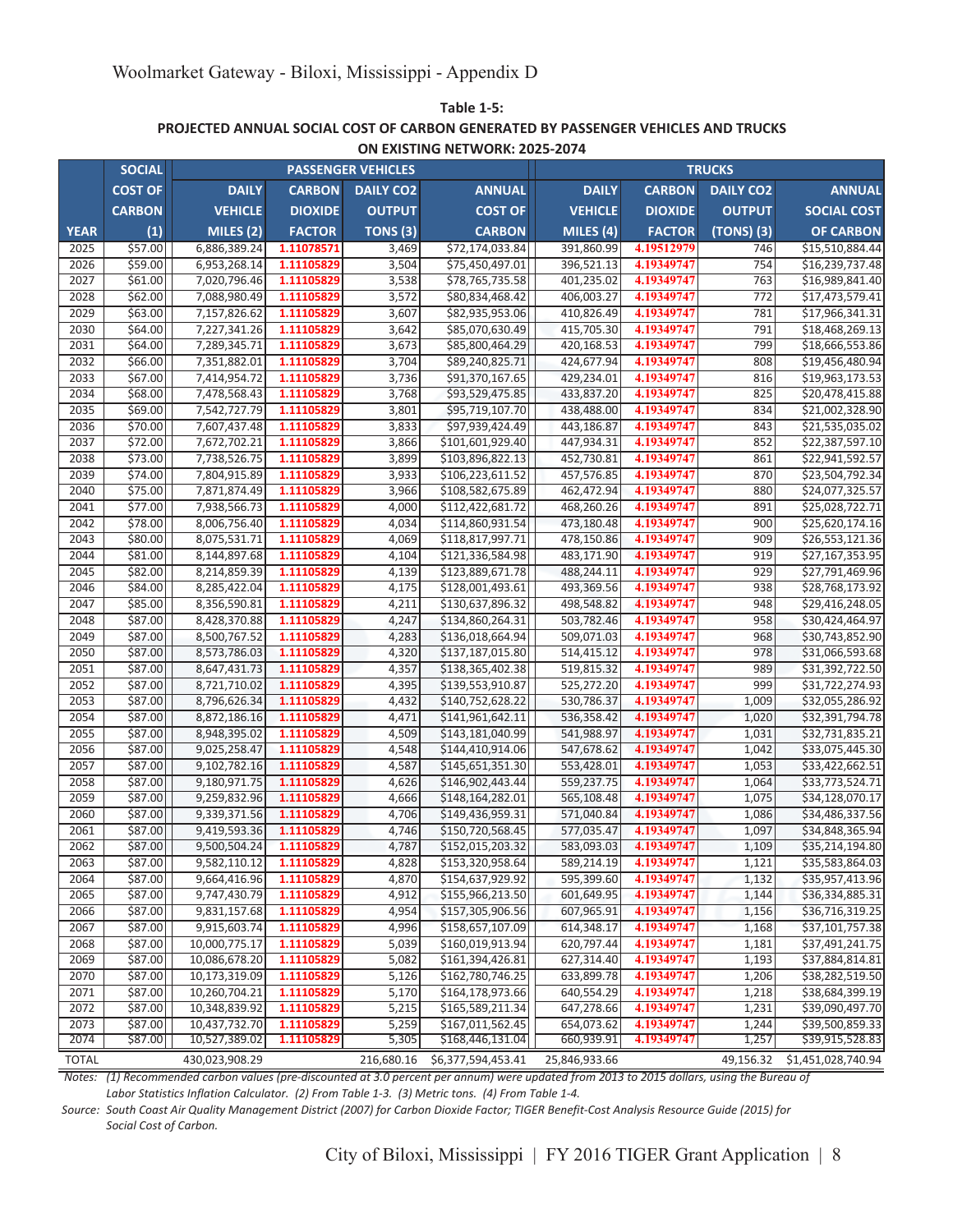Woolmarket Gateway - Biloxi, Mississippi - Appendix D

**Table 1-5:**
**PROJECTED ANNUAL SOCIAL COST OF CARBON GENERATED BY PASSENGER VEHICLES AND TRUCKS ON EXISTING NETWORK: 2025-2074**

| | SOCIAL | PASSENGER VEHICLES | | | | TRUCKS | | | |
|---|---|---|---|---|---|---|---|---|---|
| YEAR | COST OF CARBON (1) | DAILY VEHICLE MILES (2) | CARBON DIOXIDE FACTOR | DAILY CO2 OUTPUT TONS (3) | ANNUAL COST OF CARBON | DAILY VEHICLE MILES (4) | CARBON DIOXIDE FACTOR | DAILY CO2 OUTPUT (TONS) (3) | ANNUAL SOCIAL COST OF CARBON |
| 2025 | $57.00 | 6,886,389.24 | 1.11078571 | 3,469 | $72,174,033.84 | 391,860.99 | 4.19512979 | 746 | $15,510,884.44 |
| 2026 | $59.00 | 6,953,268.14 | 1.11105829 | 3,504 | $75,450,497.01 | 396,521.13 | 4.19349747 | 754 | $16,239,737.48 |
| 2027 | $61.00 | 7,020,796.46 | 1.11105829 | 3,538 | $78,765,735.58 | 401,235.02 | 4.19349747 | 763 | $16,989,841.40 |
| 2028 | $62.00 | 7,088,980.49 | 1.11105829 | 3,572 | $80,834,468.42 | 406,003.27 | 4.19349747 | 772 | $17,473,579.41 |
| 2029 | $63.00 | 7,157,826.62 | 1.11105829 | 3,607 | $82,935,953.06 | 410,826.49 | 4.19349747 | 781 | $17,966,341.31 |
| 2030 | $64.00 | 7,227,341.26 | 1.11105829 | 3,642 | $85,070,630.49 | 415,705.30 | 4.19349747 | 791 | $18,468,269.13 |
| 2031 | $64.00 | 7,289,345.71 | 1.11105829 | 3,673 | $85,800,464.29 | 420,168.53 | 4.19349747 | 799 | $18,666,553.86 |
| 2032 | $66.00 | 7,351,882.01 | 1.11105829 | 3,704 | $89,240,825.71 | 424,677.94 | 4.19349747 | 808 | $19,456,480.94 |
| 2033 | $67.00 | 7,414,954.72 | 1.11105829 | 3,736 | $91,370,167.65 | 429,234.01 | 4.19349747 | 816 | $19,963,173.53 |
| 2034 | $68.00 | 7,478,568.43 | 1.11105829 | 3,768 | $93,529,475.85 | 433,837.20 | 4.19349747 | 825 | $20,478,415.88 |
| 2035 | $69.00 | 7,542,727.79 | 1.11105829 | 3,801 | $95,719,107.70 | 438,488.00 | 4.19349747 | 834 | $21,002,328.90 |
| 2036 | $70.00 | 7,607,437.48 | 1.11105829 | 3,833 | $97,939,424.49 | 443,186.87 | 4.19349747 | 843 | $21,535,035.02 |
| 2037 | $72.00 | 7,672,702.21 | 1.11105829 | 3,866 | $101,601,929.40 | 447,934.31 | 4.19349747 | 852 | $22,387,597.10 |
| 2038 | $73.00 | 7,738,526.75 | 1.11105829 | 3,899 | $103,896,822.13 | 452,730.81 | 4.19349747 | 861 | $22,941,592.57 |
| 2039 | $74.00 | 7,804,915.89 | 1.11105829 | 3,933 | $106,223,611.52 | 457,576.85 | 4.19349747 | 870 | $23,504,792.34 |
| 2040 | $75.00 | 7,871,874.49 | 1.11105829 | 3,966 | $108,582,675.89 | 462,472.94 | 4.19349747 | 880 | $24,077,325.57 |
| 2041 | $77.00 | 7,938,566.73 | 1.11105829 | 4,000 | $112,422,681.72 | 468,260.26 | 4.19349747 | 891 | $25,028,722.71 |
| 2042 | $78.00 | 8,006,756.40 | 1.11105829 | 4,034 | $114,860,931.54 | 473,180.48 | 4.19349747 | 900 | $25,620,174.16 |
| 2043 | $80.00 | 8,075,531.71 | 1.11105829 | 4,069 | $118,817,997.71 | 478,150.86 | 4.19349747 | 909 | $26,553,121.36 |
| 2044 | $81.00 | 8,144,897.68 | 1.11105829 | 4,104 | $121,336,584.98 | 483,171.90 | 4.19349747 | 919 | $27,167,353.95 |
| 2045 | $82.00 | 8,214,859.39 | 1.11105829 | 4,139 | $123,889,671.78 | 488,244.11 | 4.19349747 | 929 | $27,791,469.96 |
| 2046 | $84.00 | 8,285,422.04 | 1.11105829 | 4,175 | $128,001,493.61 | 493,369.56 | 4.19349747 | 938 | $28,768,173.92 |
| 2047 | $85.00 | 8,356,590.81 | 1.11105829 | 4,211 | $130,637,896.32 | 498,548.82 | 4.19349747 | 948 | $29,416,248.05 |
| 2048 | $87.00 | 8,428,370.88 | 1.11105829 | 4,247 | $134,860,264.31 | 503,782.46 | 4.19349747 | 958 | $30,424,464.97 |
| 2049 | $87.00 | 8,500,767.52 | 1.11105829 | 4,283 | $136,018,664.94 | 509,071.03 | 4.19349747 | 968 | $30,743,852.90 |
| 2050 | $87.00 | 8,573,786.03 | 1.11105829 | 4,320 | $137,187,015.80 | 514,415.12 | 4.19349747 | 978 | $31,066,593.68 |
| 2051 | $87.00 | 8,647,431.73 | 1.11105829 | 4,357 | $138,365,402.38 | 519,815.32 | 4.19349747 | 989 | $31,392,722.50 |
| 2052 | $87.00 | 8,721,710.02 | 1.11105829 | 4,395 | $139,553,910.87 | 525,272.20 | 4.19349747 | 999 | $31,722,274.93 |
| 2053 | $87.00 | 8,796,626.34 | 1.11105829 | 4,432 | $140,752,628.22 | 530,786.37 | 4.19349747 | 1,009 | $32,055,286.92 |
| 2054 | $87.00 | 8,872,186.16 | 1.11105829 | 4,471 | $141,961,642.11 | 536,358.42 | 4.19349747 | 1,020 | $32,391,794.78 |
| 2055 | $87.00 | 8,948,395.02 | 1.11105829 | 4,509 | $143,181,040.99 | 541,988.97 | 4.19349747 | 1,031 | $32,731,835.21 |
| 2056 | $87.00 | 9,025,258.47 | 1.11105829 | 4,548 | $144,410,914.06 | 547,678.62 | 4.19349747 | 1,042 | $33,075,445.30 |
| 2057 | $87.00 | 9,102,782.16 | 1.11105829 | 4,587 | $145,651,351.30 | 553,428.01 | 4.19349747 | 1,053 | $33,422,662.51 |
| 2058 | $87.00 | 9,180,971.75 | 1.11105829 | 4,626 | $146,902,443.44 | 559,237.75 | 4.19349747 | 1,064 | $33,773,524.71 |
| 2059 | $87.00 | 9,259,832.96 | 1.11105829 | 4,666 | $148,164,282.01 | 565,108.48 | 4.19349747 | 1,075 | $34,128,070.17 |
| 2060 | $87.00 | 9,339,371.56 | 1.11105829 | 4,706 | $149,436,959.31 | 571,040.84 | 4.19349747 | 1,086 | $34,486,337.56 |
| 2061 | $87.00 | 9,419,593.36 | 1.11105829 | 4,746 | $150,720,568.45 | 577,035.47 | 4.19349747 | 1,097 | $34,848,365.94 |
| 2062 | $87.00 | 9,500,504.24 | 1.11105829 | 4,787 | $152,015,203.32 | 583,093.03 | 4.19349747 | 1,109 | $35,214,194.80 |
| 2063 | $87.00 | 9,582,110.12 | 1.11105829 | 4,828 | $153,320,958.64 | 589,214.19 | 4.19349747 | 1,121 | $35,583,864.03 |
| 2064 | $87.00 | 9,664,416.96 | 1.11105829 | 4,870 | $154,637,929.92 | 595,399.60 | 4.19349747 | 1,132 | $35,957,413.96 |
| 2065 | $87.00 | 9,747,430.79 | 1.11105829 | 4,912 | $155,966,213.50 | 601,649.95 | 4.19349747 | 1,144 | $36,334,885.31 |
| 2066 | $87.00 | 9,831,157.68 | 1.11105829 | 4,954 | $157,305,906.56 | 607,965.91 | 4.19349747 | 1,156 | $36,716,319.25 |
| 2067 | $87.00 | 9,915,603.74 | 1.11105829 | 4,996 | $158,657,107.09 | 614,348.17 | 4.19349747 | 1,168 | $37,101,757.38 |
| 2068 | $87.00 | 10,000,775.17 | 1.11105829 | 5,039 | $160,019,913.94 | 620,797.44 | 4.19349747 | 1,181 | $37,491,241.75 |
| 2069 | $87.00 | 10,086,678.20 | 1.11105829 | 5,082 | $161,394,426.81 | 627,314.40 | 4.19349747 | 1,193 | $37,884,814.81 |
| 2070 | $87.00 | 10,173,319.09 | 1.11105829 | 5,126 | $162,780,746.25 | 633,899.78 | 4.19349747 | 1,206 | $38,282,519.50 |
| 2071 | $87.00 | 10,260,704.21 | 1.11105829 | 5,170 | $164,178,973.66 | 640,554.29 | 4.19349747 | 1,218 | $38,684,399.19 |
| 2072 | $87.00 | 10,348,839.92 | 1.11105829 | 5,215 | $165,589,211.34 | 647,278.66 | 4.19349747 | 1,231 | $39,090,497.70 |
| 2073 | $87.00 | 10,437,732.70 | 1.11105829 | 5,259 | $167,011,562.45 | 654,073.62 | 4.19349747 | 1,244 | $39,500,859.33 |
| 2074 | $87.00 | 10,527,389.02 | 1.11105829 | 5,305 | $168,446,131.04 | 660,939.91 | 4.19349747 | 1,257 | $39,915,528.83 |
| TOTAL | | 430,023,908.29 | | 216,680.16 | $6,377,594,453.41 | 25,846,933.66 | | 49,156.32 | $1,451,028,740.94 |

*Notes: (1) Recommended carbon values (pre-discounted at 3.0 percent per annum) were updated from 2013 to 2015 dollars, using the Bureau of Labor Statistics Inflation Calculator. (2) From Table 1-3. (3) Metric tons. (4) From Table 1-4.*

*Source: South Coast Air Quality Management District (2007) for Carbon Dioxide Factor; TIGER Benefit-Cost Analysis Resource Guide (2015) for Social Cost of Carbon.*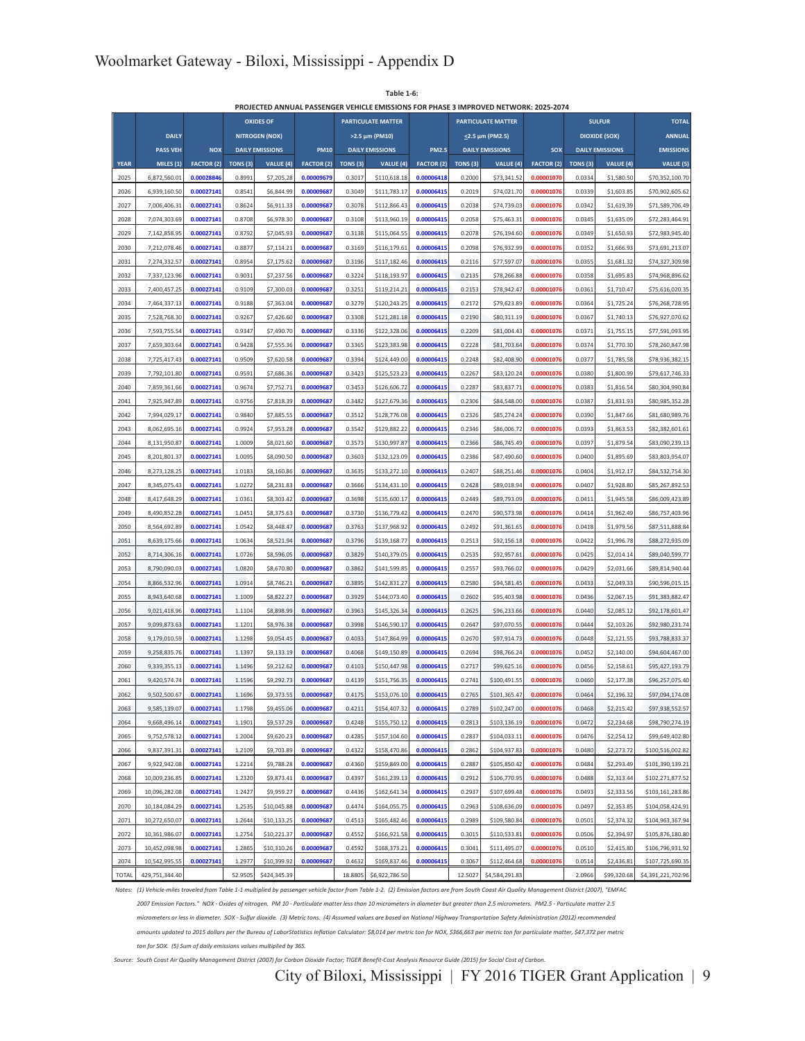**Table 1-6:**

**PROJECTED ANNUAL PASSENGER VEHICLE EMISSIONS FOR PHASE 3 IMPROVED NETWORK: 2025-2074**

| YEAR | DAILY PASS VEH MILES (1) | NOX FACTOR (2) | OXIDES OF NITROGEN (NOX) DAILY EMISSIONS | | PM10 FACTOR (2) | PARTICULATE MATTER >2.5 µm (PM10) DAILY EMISSIONS | | PM2.5 FACTOR (2) | PARTICULATE MATTER ≤2.5 µm (PM2.5) DAILY EMISSIONS | | SOX FACTOR (2) | SULFUR DIOXIDE (SOX) DAILY EMISSIONS | | TOTAL ANNUAL EMISSIONS VALUE (5) |
|---|---|---|---|---|---|---|---|---|---|---|---|---|---|---|
| | | | TONS (3) | VALUE (4) | | TONS (3) | VALUE (4) | | TONS (3) | VALUE (4) | | TONS (3) | VALUE (4) | |
| 2025 | 6,872,560.01 | 0.00028846 | 0.8991 | $7,205.28 | 0.00009679 | 0.3017 | $110,618.18 | 0.00006418 | 0.2000 | $73,341.52 | 0.00001070 | 0.0334 | $1,580.50 | $70,352,100.70 |
| 2026 | 6,939,160.50 | 0.00027141 | 0.8541 | $6,844.99 | 0.00009687 | 0.3049 | $111,783.17 | 0.00006415 | 0.2019 | $74,021.70 | 0.00001076 | 0.0339 | $1,603.85 | $70,902,605.62 |
| 2027 | 7,006,406.31 | 0.00027141 | 0.8624 | $6,911.33 | 0.00009687 | 0.3078 | $112,866.43 | 0.00006415 | 0.2038 | $74,739.03 | 0.00001076 | 0.0342 | $1,619.39 | $71,589,706.49 |
| 2028 | 7,074,303.69 | 0.00027141 | 0.8708 | $6,978.30 | 0.00009687 | 0.3108 | $113,960.19 | 0.00006415 | 0.2058 | $75,463.31 | 0.00001076 | 0.0345 | $1,635.09 | $72,283,464.91 |
| 2029 | 7,142,858.95 | 0.00027141 | 0.8792 | $7,045.93 | 0.00009687 | 0.3138 | $115,064.55 | 0.00006415 | 0.2078 | $76,194.60 | 0.00001076 | 0.0349 | $1,650.93 | $72,983,945.40 |
| 2030 | 7,212,078.46 | 0.00027141 | 0.8877 | $7,114.21 | 0.00009687 | 0.3169 | $116,179.61 | 0.00006415 | 0.2098 | $76,932.99 | 0.00001076 | 0.0352 | $1,666.93 | $73,691,213.07 |
| 2031 | 7,274,332.57 | 0.00027141 | 0.8954 | $7,175.62 | 0.00009687 | 0.3196 | $117,182.46 | 0.00006415 | 0.2116 | $77,597.07 | 0.00001076 | 0.0355 | $1,681.32 | $74,327,309.98 |
| 2032 | 7,337,123.96 | 0.00027141 | 0.9031 | $7,237.56 | 0.00009687 | 0.3224 | $118,193.97 | 0.00006415 | 0.2135 | $78,266.88 | 0.00001076 | 0.0358 | $1,695.83 | $74,968,896.62 |
| 2033 | 7,400,457.25 | 0.00027141 | 0.9109 | $7,300.03 | 0.00009687 | 0.3251 | $119,214.21 | 0.00006415 | 0.2153 | $78,942.47 | 0.00001076 | 0.0361 | $1,710.47 | $75,616,020.35 |
| 2034 | 7,464,337.13 | 0.00027141 | 0.9188 | $7,363.04 | 0.00009687 | 0.3279 | $120,243.25 | 0.00006415 | 0.2172 | $79,623.89 | 0.00001076 | 0.0364 | $1,725.24 | $76,268,728.95 |
| 2035 | 7,528,768.30 | 0.00027141 | 0.9267 | $7,426.60 | 0.00009687 | 0.3308 | $121,281.18 | 0.00006415 | 0.2190 | $80,311.19 | 0.00001076 | 0.0367 | $1,740.13 | $76,927,070.62 |
| 2036 | 7,593,755.54 | 0.00027141 | 0.9347 | $7,490.70 | 0.00009687 | 0.3336 | $122,328.06 | 0.00006415 | 0.2209 | $81,004.43 | 0.00001076 | 0.0371 | $1,755.15 | $77,591,093.95 |
| 2037 | 7,659,303.64 | 0.00027141 | 0.9428 | $7,555.36 | 0.00009687 | 0.3365 | $123,383.98 | 0.00006415 | 0.2228 | $81,703.64 | 0.00001076 | 0.0374 | $1,770.30 | $78,260,847.98 |
| 2038 | 7,725,417.43 | 0.00027141 | 0.9509 | $7,620.58 | 0.00009687 | 0.3394 | $124,449.00 | 0.00006415 | 0.2248 | $82,408.90 | 0.00001076 | 0.0377 | $1,785.58 | $78,936,382.15 |
| 2039 | 7,792,101.80 | 0.00027141 | 0.9591 | $7,686.36 | 0.00009687 | 0.3423 | $125,523.23 | 0.00006415 | 0.2267 | $83,120.24 | 0.00001076 | 0.0380 | $1,800.99 | $79,617,746.33 |
| 2040 | 7,859,361.66 | 0.00027141 | 0.9674 | $7,752.71 | 0.00009687 | 0.3453 | $126,606.72 | 0.00006415 | 0.2287 | $83,837.71 | 0.00001076 | 0.0383 | $1,816.54 | $80,304,990.84 |
| 2041 | 7,925,947.89 | 0.00027141 | 0.9756 | $7,818.39 | 0.00009687 | 0.3482 | $127,679.36 | 0.00006415 | 0.2306 | $84,548.00 | 0.00001076 | 0.0387 | $1,831.93 | $80,985,352.28 |
| 2042 | 7,994,029.17 | 0.00027141 | 0.9840 | $7,885.55 | 0.00009687 | 0.3512 | $128,776.08 | 0.00006415 | 0.2326 | $85,274.24 | 0.00001076 | 0.0390 | $1,847.66 | $81,680,989.76 |
| 2043 | 8,062,695.16 | 0.00027141 | 0.9924 | $7,953.28 | 0.00009687 | 0.3542 | $129,882.22 | 0.00006415 | 0.2346 | $86,006.72 | 0.00001076 | 0.0393 | $1,863.53 | $82,382,601.61 |
| 2044 | 8,131,950.87 | 0.00027141 | 1.0009 | $8,021.60 | 0.00009687 | 0.3573 | $130,997.87 | 0.00006415 | 0.2366 | $86,745.49 | 0.00001076 | 0.0397 | $1,879.54 | $83,090,239.13 |
| 2045 | 8,201,801.37 | 0.00027141 | 1.0095 | $8,090.50 | 0.00009687 | 0.3603 | $132,123.09 | 0.00006415 | 0.2386 | $87,490.60 | 0.00001076 | 0.0400 | $1,895.69 | $83,803,954.07 |
| 2046 | 8,273,128.25 | 0.00027141 | 1.0183 | $8,160.86 | 0.00009687 | 0.3635 | $133,272.10 | 0.00006415 | 0.2407 | $88,251.46 | 0.00001076 | 0.0404 | $1,912.17 | $84,532,754.30 |
| 2047 | 8,345,075.43 | 0.00027141 | 1.0272 | $8,231.83 | 0.00009687 | 0.3666 | $134,431.10 | 0.00006415 | 0.2428 | $89,018.94 | 0.00001076 | 0.0407 | $1,928.80 | $85,267,892.53 |
| 2048 | 8,417,648.29 | 0.00027141 | 1.0361 | $8,303.42 | 0.00009687 | 0.3698 | $135,600.17 | 0.00006415 | 0.2449 | $89,793.09 | 0.00001076 | 0.0411 | $1,945.58 | $86,009,423.89 |
| 2049 | 8,490,852.28 | 0.00027141 | 1.0451 | $8,375.63 | 0.00009687 | 0.3730 | $136,779.42 | 0.00006415 | 0.2470 | $90,573.98 | 0.00001076 | 0.0414 | $1,962.49 | $86,757,403.96 |
| 2050 | 8,564,692.89 | 0.00027141 | 1.0542 | $8,448.47 | 0.00009687 | 0.3763 | $137,968.92 | 0.00006415 | 0.2492 | $91,361.65 | 0.00001076 | 0.0418 | $1,979.56 | $87,511,888.84 |
| 2051 | 8,639,175.66 | 0.00027141 | 1.0634 | $8,521.94 | 0.00009687 | 0.3796 | $139,168.77 | 0.00006415 | 0.2513 | $92,156.18 | 0.00001076 | 0.0422 | $1,996.78 | $88,272,935.09 |
| 2052 | 8,714,306.16 | 0.00027141 | 1.0726 | $8,596.05 | 0.00009687 | 0.3829 | $140,379.05 | 0.00006415 | 0.2535 | $92,957.61 | 0.00001076 | 0.0425 | $2,014.14 | $89,040,599.77 |
| 2053 | 8,790,090.03 | 0.00027141 | 1.0820 | $8,670.80 | 0.00009687 | 0.3862 | $141,599.85 | 0.00006415 | 0.2557 | $93,766.02 | 0.00001076 | 0.0429 | $2,031.66 | $89,814,940.44 |
| 2054 | 8,866,532.96 | 0.00027141 | 1.0914 | $8,746.21 | 0.00009687 | 0.3895 | $142,831.27 | 0.00006415 | 0.2580 | $94,581.45 | 0.00001076 | 0.0433 | $2,049.33 | $90,596,015.15 |
| 2055 | 8,943,640.68 | 0.00027141 | 1.1009 | $8,822.27 | 0.00009687 | 0.3929 | $144,073.40 | 0.00006415 | 0.2602 | $95,403.98 | 0.00001076 | 0.0436 | $2,067.15 | $91,383,882.47 |
| 2056 | 9,021,418.96 | 0.00027141 | 1.1104 | $8,898.99 | 0.00009687 | 0.3963 | $145,326.34 | 0.00006415 | 0.2625 | $96,233.66 | 0.00001076 | 0.0440 | $2,085.12 | $92,178,601.47 |
| 2057 | 9,099,873.63 | 0.00027141 | 1.1201 | $8,976.38 | 0.00009687 | 0.3998 | $146,590.17 | 0.00006415 | 0.2647 | $97,070.55 | 0.00001076 | 0.0444 | $2,103.26 | $92,980,231.74 |
| 2058 | 9,179,010.59 | 0.00027141 | 1.1298 | $9,054.45 | 0.00009687 | 0.4033 | $147,864.99 | 0.00006415 | 0.2670 | $97,914.73 | 0.00001076 | 0.0448 | $2,121.55 | $93,788,833.37 |
| 2059 | 9,258,835.76 | 0.00027141 | 1.1397 | $9,133.19 | 0.00009687 | 0.4068 | $149,150.89 | 0.00006415 | 0.2694 | $98,766.24 | 0.00001076 | 0.0452 | $2,140.00 | $94,604,467.00 |
| 2060 | 9,339,355.13 | 0.00027141 | 1.1496 | $9,212.62 | 0.00009687 | 0.4103 | $150,447.98 | 0.00006415 | 0.2717 | $99,625.16 | 0.00001076 | 0.0456 | $2,158.61 | $95,427,193.79 |
| 2061 | 9,420,574.74 | 0.00027141 | 1.1596 | $9,292.73 | 0.00009687 | 0.4139 | $151,756.35 | 0.00006415 | 0.2741 | $100,491.55 | 0.00001076 | 0.0460 | $2,177.38 | $96,257,075.40 |
| 2062 | 9,502,500.67 | 0.00027141 | 1.1696 | $9,373.55 | 0.00009687 | 0.4175 | $153,076.10 | 0.00006415 | 0.2765 | $101,365.47 | 0.00001076 | 0.0464 | $2,196.32 | $97,094,174.08 |
| 2063 | 9,585,139.07 | 0.00027141 | 1.1798 | $9,455.06 | 0.00009687 | 0.4211 | $154,407.32 | 0.00006415 | 0.2789 | $102,247.00 | 0.00001076 | 0.0468 | $2,215.42 | $97,938,552.57 |
| 2064 | 9,668,496.14 | 0.00027141 | 1.1901 | $9,537.29 | 0.00009687 | 0.4248 | $155,750.12 | 0.00006415 | 0.2813 | $103,136.19 | 0.00001076 | 0.0472 | $2,234.68 | $98,790,274.19 |
| 2065 | 9,752,578.12 | 0.00027141 | 1.2004 | $9,620.23 | 0.00009687 | 0.4285 | $157,104.60 | 0.00006415 | 0.2837 | $104,033.11 | 0.00001076 | 0.0476 | $2,254.12 | $99,649,402.80 |
| 2066 | 9,837,391.31 | 0.00027141 | 1.2109 | $9,703.89 | 0.00009687 | 0.4322 | $158,470.86 | 0.00006415 | 0.2862 | $104,937.83 | 0.00001076 | 0.0480 | $2,273.72 | $100,516,002.82 |
| 2067 | 9,922,942.08 | 0.00027141 | 1.2214 | $9,788.28 | 0.00009687 | 0.4360 | $159,849.00 | 0.00006415 | 0.2887 | $105,850.42 | 0.00001076 | 0.0484 | $2,293.49 | $101,390,139.21 |
| 2068 | 10,009,236.85 | 0.00027141 | 1.2320 | $9,873.41 | 0.00009687 | 0.4397 | $161,239.13 | 0.00006415 | 0.2912 | $106,770.95 | 0.00001076 | 0.0488 | $2,313.44 | $102,271,877.52 |
| 2069 | 10,096,282.08 | 0.00027141 | 1.2427 | $9,959.27 | 0.00009687 | 0.4436 | $162,641.34 | 0.00006415 | 0.2937 | $107,699.48 | 0.00001076 | 0.0493 | $2,333.56 | $103,161,283.86 |
| 2070 | 10,184,084.29 | 0.00027141 | 1.2535 | $10,045.88 | 0.00009687 | 0.4474 | $164,055.75 | 0.00006415 | 0.2963 | $108,636.09 | 0.00001076 | 0.0497 | $2,353.85 | $104,058,424.91 |
| 2071 | 10,272,650.07 | 0.00027141 | 1.2644 | $10,133.25 | 0.00009687 | 0.4513 | $165,482.46 | 0.00006415 | 0.2989 | $109,580.84 | 0.00001076 | 0.0501 | $2,374.32 | $104,963,367.94 |
| 2072 | 10,361,986.07 | 0.00027141 | 1.2754 | $10,221.37 | 0.00009687 | 0.4552 | $166,921.58 | 0.00006415 | 0.3015 | $110,533.81 | 0.00001076 | 0.0506 | $2,394.97 | $105,876,180.80 |
| 2073 | 10,452,098.98 | 0.00027141 | 1.2865 | $10,310.26 | 0.00009687 | 0.4592 | $168,373.21 | 0.00006415 | 0.3041 | $111,495.07 | 0.00001076 | 0.0510 | $2,415.80 | $106,796,931.92 |
| 2074 | 10,542,995.55 | 0.00027141 | 1.2977 | $10,399.92 | 0.00009687 | 0.4632 | $169,837.46 | 0.00006415 | 0.3067 | $112,464.68 | 0.00001076 | 0.0514 | $2,436.81 | $107,725,690.35 |
| TOTAL | 429,751,344.40 | | 52.9505 | $424,345.39 | | 18.8805 | $6,922,786.50 | | 12.5027 | $4,584,291.83 | | 2.0966 | $99,320.68 | $4,391,221,702.96 |

*Notes: (1) Vehicle-miles traveled from Table 1-1 multiplied by passenger vehicle factor from Table 1-2. (2) Emission factors are from South Coast Air Quality Management District (2007), "EMFAC 2007 Emission Factors." NOX - Oxides of nitrogen. PM 10 - Particulate matter less than 10 micrometers in diameter but greater than 2.5 micrometers. PM2.5 - Particulate matter 2.5 micrometers or less in diameter. SOX - Sulfur dioxide. (3) Metric tons. (4) Assumed values are based on National Highway Transportation Safety Administration (2012) recommended amounts updated to 2015 dollars per the Bureau of LaborStatistics Inflation Calculator: $8,014 per metric ton for NOX, $366,663 per metric ton for particulate matter, $47,372 per metric ton for SOX. (5) Sum of daily emissions values multiplied by 365.*

*Source: South Coast Air Quality Management District (2007) for Carbon Dioxide Factor; TIGER Benefit-Cost Analysis Resource Guide (2015) for Social Cost of Carbon.*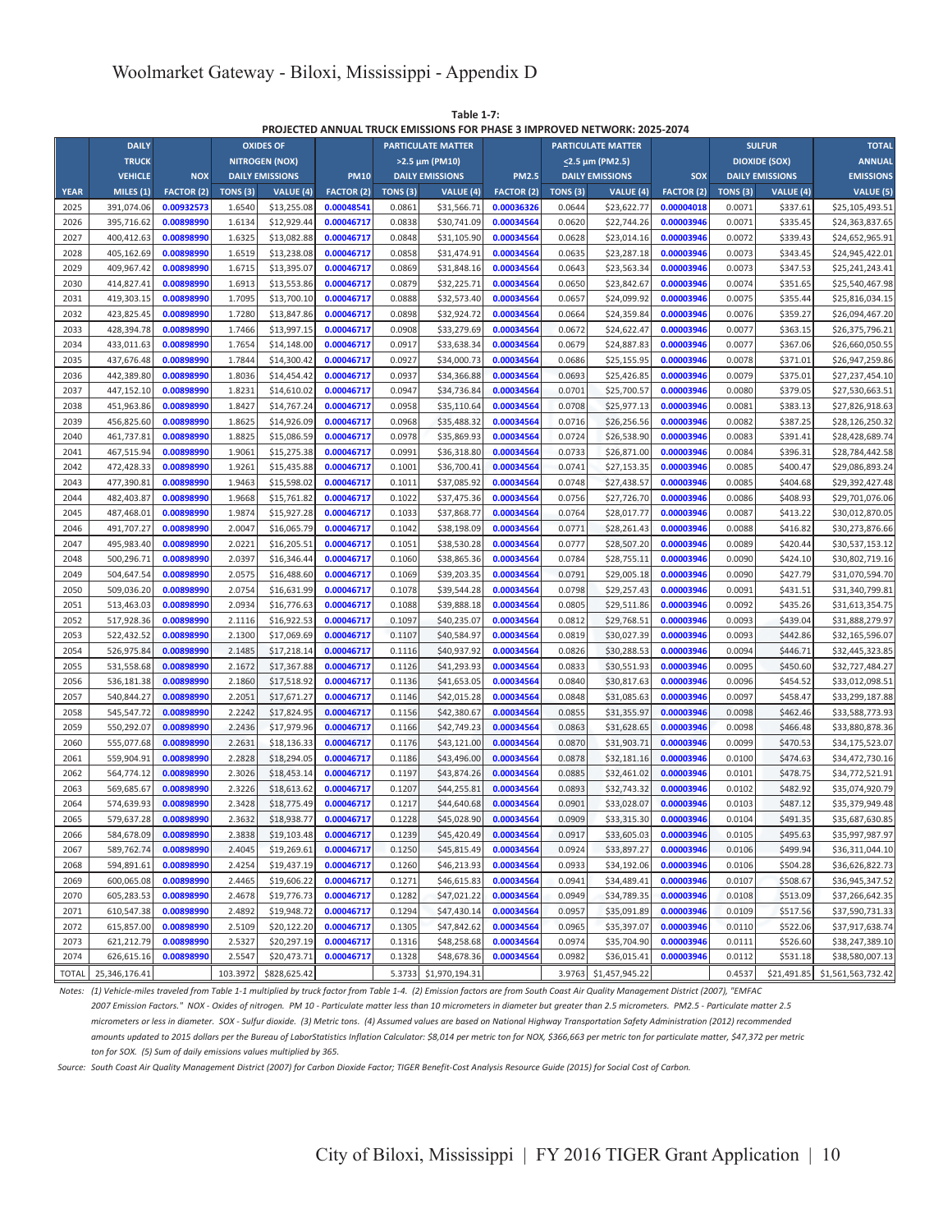# Woolmarket Gateway - Biloxi, Mississippi - Appendix D

**Table 1-7:**
**PROJECTED ANNUAL TRUCK EMISSIONS FOR PHASE 3 IMPROVED NETWORK: 2025-2074**

| YEAR | DAILY TRUCK VEHICLE MILES (1) | NOX FACTOR (2) | OXIDES OF NITROGEN (NOX) DAILY EMISSIONS TONS (3) | VALUE (4) | PM10 FACTOR (2) | PARTICULATE MATTER >2.5 µm (PM10) DAILY EMISSIONS TONS (3) | VALUE (4) | PM2.5 FACTOR (2) | PARTICULATE MATTER ≤2.5 µm (PM2.5) DAILY EMISSIONS TONS (3) | VALUE (4) | SOX FACTOR (2) | SULFUR DIOXIDE (SOX) DAILY EMISSIONS TONS (3) | VALUE (4) | TOTAL ANNUAL EMISSIONS VALUE (5) |
|---|---|---|---|---|---|---|---|---|---|---|---|---|---|---|
| 2025 | 391,074.06 | 0.00932573 | 1.6540 | $13,255.08 | 0.00048541 | 0.0861 | $31,566.71 | 0.00036326 | 0.0644 | $23,622.77 | 0.00004018 | 0.0071 | $337.61 | $25,105,493.51 |
| 2026 | 395,716.62 | 0.00898990 | 1.6134 | $12,929.44 | 0.00046717 | 0.0838 | $30,741.09 | 0.00034564 | 0.0620 | $22,744.26 | 0.00003946 | 0.0071 | $335.45 | $24,363,837.65 |
| 2027 | 400,412.63 | 0.00898990 | 1.6325 | $13,082.88 | 0.00046717 | 0.0848 | $31,105.90 | 0.00034564 | 0.0628 | $23,014.16 | 0.00003946 | 0.0072 | $339.43 | $24,652,965.91 |
| 2028 | 405,162.69 | 0.00898990 | 1.6519 | $13,238.08 | 0.00046717 | 0.0858 | $31,474.91 | 0.00034564 | 0.0635 | $23,287.18 | 0.00003946 | 0.0073 | $343.45 | $24,945,422.01 |
| 2029 | 409,967.42 | 0.00898990 | 1.6715 | $13,395.07 | 0.00046717 | 0.0869 | $31,848.16 | 0.00034564 | 0.0643 | $23,563.34 | 0.00003946 | 0.0073 | $347.53 | $25,241,243.41 |
| 2030 | 414,827.41 | 0.00898990 | 1.6913 | $13,553.86 | 0.00046717 | 0.0879 | $32,225.71 | 0.00034564 | 0.0650 | $23,842.67 | 0.00003946 | 0.0074 | $351.65 | $25,540,467.98 |
| 2031 | 419,303.15 | 0.00898990 | 1.7095 | $13,700.10 | 0.00046717 | 0.0888 | $32,573.40 | 0.00034564 | 0.0657 | $24,099.92 | 0.00003946 | 0.0075 | $355.44 | $25,816,034.15 |
| 2032 | 423,825.45 | 0.00898990 | 1.7280 | $13,847.86 | 0.00046717 | 0.0898 | $32,924.72 | 0.00034564 | 0.0664 | $24,359.84 | 0.00003946 | 0.0076 | $359.27 | $26,094,467.20 |
| 2033 | 428,394.78 | 0.00898990 | 1.7466 | $13,997.15 | 0.00046717 | 0.0908 | $33,279.69 | 0.00034564 | 0.0672 | $24,622.47 | 0.00003946 | 0.0077 | $363.15 | $26,375,796.21 |
| 2034 | 433,011.63 | 0.00898990 | 1.7654 | $14,148.00 | 0.00046717 | 0.0917 | $33,638.34 | 0.00034564 | 0.0679 | $24,887.83 | 0.00003946 | 0.0077 | $367.06 | $26,660,050.55 |
| 2035 | 437,676.48 | 0.00898990 | 1.7844 | $14,300.42 | 0.00046717 | 0.0927 | $34,000.73 | 0.00034564 | 0.0686 | $25,155.95 | 0.00003946 | 0.0078 | $371.01 | $26,947,259.86 |
| 2036 | 442,389.80 | 0.00898990 | 1.8036 | $14,454.42 | 0.00046717 | 0.0937 | $34,366.88 | 0.00034564 | 0.0693 | $25,426.85 | 0.00003946 | 0.0079 | $375.01 | $27,237,454.10 |
| 2037 | 447,152.10 | 0.00898990 | 1.8231 | $14,610.02 | 0.00046717 | 0.0947 | $34,736.84 | 0.00034564 | 0.0701 | $25,700.57 | 0.00003946 | 0.0080 | $379.05 | $27,530,663.51 |
| 2038 | 451,963.86 | 0.00898990 | 1.8427 | $14,767.24 | 0.00046717 | 0.0958 | $35,110.64 | 0.00034564 | 0.0708 | $25,977.13 | 0.00003946 | 0.0081 | $383.13 | $27,826,918.63 |
| 2039 | 456,825.60 | 0.00898990 | 1.8625 | $14,926.09 | 0.00046717 | 0.0968 | $35,488.32 | 0.00034564 | 0.0716 | $26,256.56 | 0.00003946 | 0.0082 | $387.25 | $28,126,250.32 |
| 2040 | 461,737.81 | 0.00898990 | 1.8825 | $15,086.59 | 0.00046717 | 0.0978 | $35,869.93 | 0.00034564 | 0.0724 | $26,538.90 | 0.00003946 | 0.0083 | $391.41 | $28,428,689.74 |
| 2041 | 467,515.94 | 0.00898990 | 1.9061 | $15,275.38 | 0.00046717 | 0.0991 | $36,318.80 | 0.00034564 | 0.0733 | $26,871.00 | 0.00003946 | 0.0084 | $396.31 | $28,784,442.58 |
| 2042 | 472,428.33 | 0.00898990 | 1.9261 | $15,435.88 | 0.00046717 | 0.1001 | $36,700.41 | 0.00034564 | 0.0741 | $27,153.35 | 0.00003946 | 0.0085 | $400.47 | $29,086,893.24 |
| 2043 | 477,390.81 | 0.00898990 | 1.9463 | $15,598.02 | 0.00046717 | 0.1011 | $37,085.92 | 0.00034564 | 0.0748 | $27,438.57 | 0.00003946 | 0.0085 | $404.68 | $29,392,427.48 |
| 2044 | 482,403.87 | 0.00898990 | 1.9668 | $15,761.82 | 0.00046717 | 0.1022 | $37,475.36 | 0.00034564 | 0.0756 | $27,726.70 | 0.00003946 | 0.0086 | $408.93 | $29,701,076.06 |
| 2045 | 487,468.01 | 0.00898990 | 1.9874 | $15,927.28 | 0.00046717 | 0.1033 | $37,868.77 | 0.00034564 | 0.0764 | $28,017.77 | 0.00003946 | 0.0087 | $413.22 | $30,012,870.05 |
| 2046 | 491,707.27 | 0.00898990 | 2.0047 | $16,065.79 | 0.00046717 | 0.1042 | $38,198.09 | 0.00034564 | 0.0771 | $28,261.43 | 0.00003946 | 0.0088 | $416.82 | $30,273,876.66 |
| 2047 | 495,983.40 | 0.00898990 | 2.0221 | $16,205.51 | 0.00046717 | 0.1051 | $38,530.28 | 0.00034564 | 0.0777 | $28,507.20 | 0.00003946 | 0.0089 | $420.44 | $30,537,153.12 |
| 2048 | 500,296.71 | 0.00898990 | 2.0397 | $16,346.44 | 0.00046717 | 0.1060 | $38,865.36 | 0.00034564 | 0.0784 | $28,755.11 | 0.00003946 | 0.0090 | $424.10 | $30,802,719.16 |
| 2049 | 504,647.54 | 0.00898990 | 2.0575 | $16,488.60 | 0.00046717 | 0.1069 | $39,203.35 | 0.00034564 | 0.0791 | $29,005.18 | 0.00003946 | 0.0090 | $427.79 | $31,070,594.70 |
| 2050 | 509,036.20 | 0.00898990 | 2.0754 | $16,631.99 | 0.00046717 | 0.1078 | $39,544.28 | 0.00034564 | 0.0798 | $29,257.43 | 0.00003946 | 0.0091 | $431.51 | $31,340,799.81 |
| 2051 | 513,463.03 | 0.00898990 | 2.0934 | $16,776.63 | 0.00046717 | 0.1088 | $39,888.18 | 0.00034564 | 0.0805 | $29,511.86 | 0.00003946 | 0.0092 | $435.26 | $31,613,354.75 |
| 2052 | 517,928.36 | 0.00898990 | 2.1116 | $16,922.53 | 0.00046717 | 0.1097 | $40,235.07 | 0.00034564 | 0.0812 | $29,768.51 | 0.00003946 | 0.0093 | $439.04 | $31,888,279.97 |
| 2053 | 522,432.52 | 0.00898990 | 2.1300 | $17,069.69 | 0.00046717 | 0.1107 | $40,584.97 | 0.00034564 | 0.0819 | $30,027.39 | 0.00003946 | 0.0093 | $442.86 | $32,165,596.07 |
| 2054 | 526,975.84 | 0.00898990 | 2.1485 | $17,218.14 | 0.00046717 | 0.1116 | $40,937.92 | 0.00034564 | 0.0826 | $30,288.53 | 0.00003946 | 0.0094 | $446.71 | $32,445,323.85 |
| 2055 | 531,558.68 | 0.00898990 | 2.1672 | $17,367.88 | 0.00046717 | 0.1126 | $41,293.93 | 0.00034564 | 0.0833 | $30,551.93 | 0.00003946 | 0.0095 | $450.60 | $32,727,484.27 |
| 2056 | 536,181.38 | 0.00898990 | 2.1860 | $17,518.92 | 0.00046717 | 0.1136 | $41,653.05 | 0.00034564 | 0.0840 | $30,817.63 | 0.00003946 | 0.0096 | $454.52 | $33,012,098.51 |
| 2057 | 540,844.27 | 0.00898990 | 2.2051 | $17,671.27 | 0.00046717 | 0.1146 | $42,015.28 | 0.00034564 | 0.0848 | $31,085.63 | 0.00003946 | 0.0097 | $458.47 | $33,299,187.88 |
| 2058 | 545,547.72 | 0.00898990 | 2.2242 | $17,824.95 | 0.00046717 | 0.1156 | $42,380.67 | 0.00034564 | 0.0855 | $31,355.97 | 0.00003946 | 0.0098 | $462.46 | $33,588,773.93 |
| 2059 | 550,292.07 | 0.00898990 | 2.2436 | $17,979.96 | 0.00046717 | 0.1166 | $42,749.23 | 0.00034564 | 0.0863 | $31,628.65 | 0.00003946 | 0.0098 | $466.48 | $33,880,878.36 |
| 2060 | 555,077.68 | 0.00898990 | 2.2631 | $18,136.33 | 0.00046717 | 0.1176 | $43,121.00 | 0.00034564 | 0.0870 | $31,903.71 | 0.00003946 | 0.0099 | $470.53 | $34,175,523.07 |
| 2061 | 559,904.91 | 0.00898990 | 2.2828 | $18,294.05 | 0.00046717 | 0.1186 | $43,496.00 | 0.00034564 | 0.0878 | $32,181.16 | 0.00003946 | 0.0100 | $474.63 | $34,472,730.16 |
| 2062 | 564,774.12 | 0.00898990 | 2.3026 | $18,453.14 | 0.00046717 | 0.1197 | $43,874.26 | 0.00034564 | 0.0885 | $32,461.02 | 0.00003946 | 0.0101 | $478.75 | $34,772,521.91 |
| 2063 | 569,685.67 | 0.00898990 | 2.3226 | $18,613.62 | 0.00046717 | 0.1207 | $44,255.81 | 0.00034564 | 0.0893 | $32,743.32 | 0.00003946 | 0.0102 | $482.92 | $35,074,920.79 |
| 2064 | 574,639.93 | 0.00898990 | 2.3428 | $18,775.49 | 0.00046717 | 0.1217 | $44,640.68 | 0.00034564 | 0.0901 | $33,028.07 | 0.00003946 | 0.0103 | $487.12 | $35,379,949.48 |
| 2065 | 579,637.28 | 0.00898990 | 2.3632 | $18,938.77 | 0.00046717 | 0.1228 | $45,028.90 | 0.00034564 | 0.0909 | $33,315.30 | 0.00003946 | 0.0104 | $491.35 | $35,687,630.85 |
| 2066 | 584,678.09 | 0.00898990 | 2.3838 | $19,103.48 | 0.00046717 | 0.1239 | $45,420.49 | 0.00034564 | 0.0917 | $33,605.03 | 0.00003946 | 0.0105 | $495.63 | $35,997,987.97 |
| 2067 | 589,762.74 | 0.00898990 | 2.4045 | $19,269.61 | 0.00046717 | 0.1250 | $45,815.49 | 0.00034564 | 0.0924 | $33,897.27 | 0.00003946 | 0.0106 | $499.94 | $36,311,044.10 |
| 2068 | 594,891.61 | 0.00898990 | 2.4254 | $19,437.19 | 0.00046717 | 0.1260 | $46,213.93 | 0.00034564 | 0.0933 | $34,192.06 | 0.00003946 | 0.0106 | $504.28 | $36,626,822.73 |
| 2069 | 600,065.08 | 0.00898990 | 2.4465 | $19,606.22 | 0.00046717 | 0.1271 | $46,615.83 | 0.00034564 | 0.0941 | $34,489.41 | 0.00003946 | 0.0107 | $508.67 | $36,945,347.52 |
| 2070 | 605,283.53 | 0.00898990 | 2.4678 | $19,776.73 | 0.00046717 | 0.1282 | $47,021.22 | 0.00034564 | 0.0949 | $34,789.35 | 0.00003946 | 0.0108 | $513.09 | $37,266,642.35 |
| 2071 | 610,547.38 | 0.00898990 | 2.4892 | $19,948.72 | 0.00046717 | 0.1294 | $47,430.14 | 0.00034564 | 0.0957 | $35,091.89 | 0.00003946 | 0.0109 | $517.56 | $37,590,731.33 |
| 2072 | 615,857.00 | 0.00898990 | 2.5109 | $20,122.20 | 0.00046717 | 0.1305 | $47,842.62 | 0.00034564 | 0.0965 | $35,397.07 | 0.00003946 | 0.0110 | $522.06 | $37,917,638.74 |
| 2073 | 621,212.79 | 0.00898990 | 2.5327 | $20,297.19 | 0.00046717 | 0.1316 | $48,258.68 | 0.00034564 | 0.0974 | $35,704.90 | 0.00003946 | 0.0111 | $526.60 | $38,247,389.10 |
| 2074 | 626,615.16 | 0.00898990 | 2.5547 | $20,473.71 | 0.00046717 | 0.1328 | $48,678.36 | 0.00034564 | 0.0982 | $36,015.41 | 0.00003946 | 0.0112 | $531.18 | $38,580,007.13 |
| TOTAL | 25,346,176.41 | | 103.3972 | $828,625.42 | | 5.3733 | $1,970,194.31 | | 3.9763 | $1,457,945.22 | | 0.4537 | $21,491.85 | $1,561,563,732.42 |

*Notes: (1) Vehicle-miles traveled from Table 1-1 multiplied by truck factor from Table 1-4. (2) Emission factors are from South Coast Air Quality Management District (2007), "EMFAC 2007 Emission Factors." NOX - Oxides of nitrogen. PM 10 - Particulate matter less than 10 micrometers in diameter but greater than 2.5 micrometers. PM2.5 - Particulate matter 2.5 micrometers or less in diameter. SOX - Sulfur dioxide. (3) Metric tons. (4) Assumed values are based on National Highway Transportation Safety Administration (2012) recommended amounts updated to 2015 dollars per the Bureau of LaborStatistics Inflation Calculator: $8,014 per metric ton for NOX, $366,663 per metric ton for particulate matter, $47,372 per metric ton for SOX. (5) Sum of daily emissions values multiplied by 365.*

*Source: South Coast Air Quality Management District (2007) for Carbon Dioxide Factor; TIGER Benefit-Cost Analysis Resource Guide (2015) for Social Cost of Carbon.*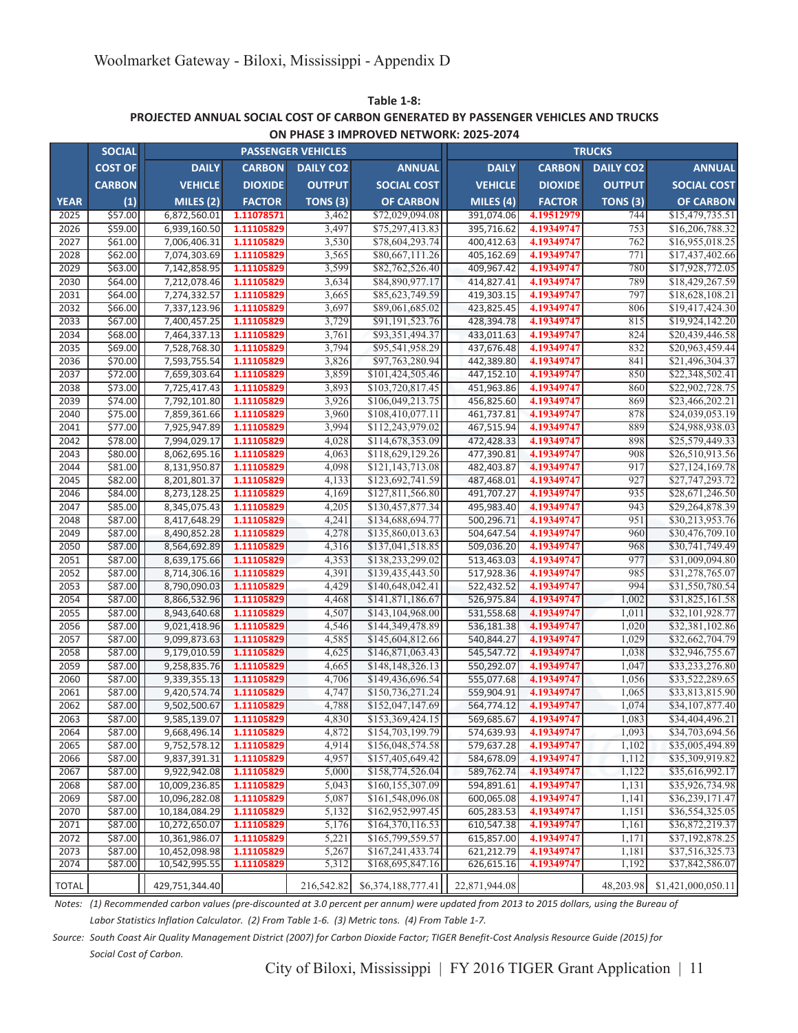**Table 1-8:**
**PROJECTED ANNUAL SOCIAL COST OF CARBON GENERATED BY PASSENGER VEHICLES AND TRUCKS ON PHASE 3 IMPROVED NETWORK: 2025-2074**

| | SOCIAL | PASSENGER VEHICLES | | | | TRUCKS | | | |
|---|---|---|---|---|---|---|---|---|---|
| YEAR | COST OF CARBON (1) | DAILY VEHICLE MILES (2) | CARBON DIOXIDE FACTOR | DAILY CO2 OUTPUT TONS (3) | ANNUAL SOCIAL COST OF CARBON | DAILY VEHICLE MILES (4) | CARBON DIOXIDE FACTOR | DAILY CO2 OUTPUT TONS (3) | ANNUAL SOCIAL COST OF CARBON |
| 2025 | $57.00 | 6,872,560.01 | 1.11078571 | 3,462 | $72,029,094.08 | 391,074.06 | 4.19512979 | 744 | $15,479,735.51 |
| 2026 | $59.00 | 6,939,160.50 | 1.11105829 | 3,497 | $75,297,413.83 | 395,716.62 | 4.19349747 | 753 | $16,206,788.32 |
| 2027 | $61.00 | 7,006,406.31 | 1.11105829 | 3,530 | $78,604,293.74 | 400,412.63 | 4.19349747 | 762 | $16,955,018.25 |
| 2028 | $62.00 | 7,074,303.69 | 1.11105829 | 3,565 | $80,667,111.26 | 405,162.69 | 4.19349747 | 771 | $17,437,402.66 |
| 2029 | $63.00 | 7,142,858.95 | 1.11105829 | 3,599 | $82,762,526.40 | 409,967.42 | 4.19349747 | 780 | $17,928,772.05 |
| 2030 | $64.00 | 7,212,078.46 | 1.11105829 | 3,634 | $84,890,977.17 | 414,827.41 | 4.19349747 | 789 | $18,429,267.59 |
| 2031 | $64.00 | 7,274,332.57 | 1.11105829 | 3,665 | $85,623,749.59 | 419,303.15 | 4.19349747 | 797 | $18,628,108.21 |
| 2032 | $66.00 | 7,337,123.96 | 1.11105829 | 3,697 | $89,061,685.02 | 423,825.45 | 4.19349747 | 806 | $19,417,424.30 |
| 2033 | $67.00 | 7,400,457.25 | 1.11105829 | 3,729 | $91,191,523.76 | 428,394.78 | 4.19349747 | 815 | $19,924,142.20 |
| 2034 | $68.00 | 7,464,337.13 | 1.11105829 | 3,761 | $93,351,494.37 | 433,011.63 | 4.19349747 | 824 | $20,439,446.58 |
| 2035 | $69.00 | 7,528,768.30 | 1.11105829 | 3,794 | $95,541,958.29 | 437,676.48 | 4.19349747 | 832 | $20,963,459.44 |
| 2036 | $70.00 | 7,593,755.54 | 1.11105829 | 3,826 | $97,763,280.94 | 442,389.80 | 4.19349747 | 841 | $21,496,304.37 |
| 2037 | $72.00 | 7,659,303.64 | 1.11105829 | 3,859 | $101,424,505.46 | 447,152.10 | 4.19349747 | 850 | $22,348,502.41 |
| 2038 | $73.00 | 7,725,417.43 | 1.11105829 | 3,893 | $103,720,817.45 | 451,963.86 | 4.19349747 | 860 | $22,902,728.75 |
| 2039 | $74.00 | 7,792,101.80 | 1.11105829 | 3,926 | $106,049,213.75 | 456,825.60 | 4.19349747 | 869 | $23,466,202.21 |
| 2040 | $75.00 | 7,859,361.66 | 1.11105829 | 3,960 | $108,410,077.11 | 461,737.81 | 4.19349747 | 878 | $24,039,053.19 |
| 2041 | $77.00 | 7,925,947.89 | 1.11105829 | 3,994 | $112,243,979.02 | 467,515.94 | 4.19349747 | 889 | $24,988,938.03 |
| 2042 | $78.00 | 7,994,029.17 | 1.11105829 | 4,028 | $114,678,353.09 | 472,428.33 | 4.19349747 | 898 | $25,579,449.33 |
| 2043 | $80.00 | 8,062,695.16 | 1.11105829 | 4,063 | $118,629,129.26 | 477,390.81 | 4.19349747 | 908 | $26,510,913.56 |
| 2044 | $81.00 | 8,131,950.87 | 1.11105829 | 4,098 | $121,143,713.08 | 482,403.87 | 4.19349747 | 917 | $27,124,169.78 |
| 2045 | $82.00 | 8,201,801.37 | 1.11105829 | 4,133 | $123,692,741.59 | 487,468.01 | 4.19349747 | 927 | $27,747,293.72 |
| 2046 | $84.00 | 8,273,128.25 | 1.11105829 | 4,169 | $127,811,566.80 | 491,707.27 | 4.19349747 | 935 | $28,671,246.50 |
| 2047 | $85.00 | 8,345,075.43 | 1.11105829 | 4,205 | $130,457,877.34 | 495,983.40 | 4.19349747 | 943 | $29,264,878.39 |
| 2048 | $87.00 | 8,417,648.29 | 1.11105829 | 4,241 | $134,688,694.77 | 500,296.71 | 4.19349747 | 951 | $30,213,953.76 |
| 2049 | $87.00 | 8,490,852.28 | 1.11105829 | 4,278 | $135,860,013.63 | 504,647.54 | 4.19349747 | 960 | $30,476,709.10 |
| 2050 | $87.00 | 8,564,692.89 | 1.11105829 | 4,316 | $137,041,518.85 | 509,036.20 | 4.19349747 | 968 | $30,741,749.49 |
| 2051 | $87.00 | 8,639,175.66 | 1.11105829 | 4,353 | $138,233,299.02 | 513,463.03 | 4.19349747 | 977 | $31,009,094.80 |
| 2052 | $87.00 | 8,714,306.16 | 1.11105829 | 4,391 | $139,435,443.50 | 517,928.36 | 4.19349747 | 985 | $31,278,765.07 |
| 2053 | $87.00 | 8,790,090.03 | 1.11105829 | 4,429 | $140,648,042.41 | 522,432.52 | 4.19349747 | 994 | $31,550,780.54 |
| 2054 | $87.00 | 8,866,532.96 | 1.11105829 | 4,468 | $141,871,186.67 | 526,975.84 | 4.19349747 | 1,002 | $31,825,161.58 |
| 2055 | $87.00 | 8,943,640.68 | 1.11105829 | 4,507 | $143,104,968.00 | 531,558.68 | 4.19349747 | 1,011 | $32,101,928.77 |
| 2056 | $87.00 | 9,021,418.96 | 1.11105829 | 4,546 | $144,349,478.89 | 536,181.38 | 4.19349747 | 1,020 | $32,381,102.86 |
| 2057 | $87.00 | 9,099,873.63 | 1.11105829 | 4,585 | $145,604,812.66 | 540,844.27 | 4.19349747 | 1,029 | $32,662,704.79 |
| 2058 | $87.00 | 9,179,010.59 | 1.11105829 | 4,625 | $146,871,063.43 | 545,547.72 | 4.19349747 | 1,038 | $32,946,755.67 |
| 2059 | $87.00 | 9,258,835.76 | 1.11105829 | 4,665 | $148,148,326.13 | 550,292.07 | 4.19349747 | 1,047 | $33,233,276.80 |
| 2060 | $87.00 | 9,339,355.13 | 1.11105829 | 4,706 | $149,436,696.54 | 555,077.68 | 4.19349747 | 1,056 | $33,522,289.65 |
| 2061 | $87.00 | 9,420,574.74 | 1.11105829 | 4,747 | $150,736,271.24 | 559,904.91 | 4.19349747 | 1,065 | $33,813,815.90 |
| 2062 | $87.00 | 9,502,500.67 | 1.11105829 | 4,788 | $152,047,147.69 | 564,774.12 | 4.19349747 | 1,074 | $34,107,877.40 |
| 2063 | $87.00 | 9,585,139.07 | 1.11105829 | 4,830 | $153,369,424.15 | 569,685.67 | 4.19349747 | 1,083 | $34,404,496.21 |
| 2064 | $87.00 | 9,668,496.14 | 1.11105829 | 4,872 | $154,703,199.79 | 574,639.93 | 4.19349747 | 1,093 | $34,703,694.56 |
| 2065 | $87.00 | 9,752,578.12 | 1.11105829 | 4,914 | $156,048,574.58 | 579,637.28 | 4.19349747 | 1,102 | $35,005,494.89 |
| 2066 | $87.00 | 9,837,391.31 | 1.11105829 | 4,957 | $157,405,649.42 | 584,678.09 | 4.19349747 | 1,112 | $35,309,919.82 |
| 2067 | $87.00 | 9,922,942.08 | 1.11105829 | 5,000 | $158,774,526.04 | 589,762.74 | 4.19349747 | 1,122 | $35,616,992.17 |
| 2068 | $87.00 | 10,009,236.85 | 1.11105829 | 5,043 | $160,155,307.09 | 594,891.61 | 4.19349747 | 1,131 | $35,926,734.98 |
| 2069 | $87.00 | 10,096,282.08 | 1.11105829 | 5,087 | $161,548,096.08 | 600,065.08 | 4.19349747 | 1,141 | $36,239,171.47 |
| 2070 | $87.00 | 10,184,084.29 | 1.11105829 | 5,132 | $162,952,997.45 | 605,283.53 | 4.19349747 | 1,151 | $36,554,325.05 |
| 2071 | $87.00 | 10,272,650.07 | 1.11105829 | 5,176 | $164,370,116.53 | 610,547.38 | 4.19349747 | 1,161 | $36,872,219.37 |
| 2072 | $87.00 | 10,361,986.07 | 1.11105829 | 5,221 | $165,799,559.57 | 615,857.00 | 4.19349747 | 1,171 | $37,192,878.25 |
| 2073 | $87.00 | 10,452,098.98 | 1.11105829 | 5,267 | $167,241,433.74 | 621,212.79 | 4.19349747 | 1,181 | $37,516,325.73 |
| 2074 | $87.00 | 10,542,995.55 | 1.11105829 | 5,312 | $168,695,847.16 | 626,615.16 | 4.19349747 | 1,192 | $37,842,586.07 |
| TOTAL | | 429,751,344.40 | | 216,542.82 | $6,374,188,777.41 | 22,871,944.08 | | 48,203.98 | $1,421,000,050.11 |

*Notes: (1) Recommended carbon values (pre-discounted at 3.0 percent per annum) were updated from 2013 to 2015 dollars, using the Bureau of Labor Statistics Inflation Calculator. (2) From Table 1-6. (3) Metric tons. (4) From Table 1-7.*

*Source: South Coast Air Quality Management District (2007) for Carbon Dioxide Factor; TIGER Benefit-Cost Analysis Resource Guide (2015) for Social Cost of Carbon.*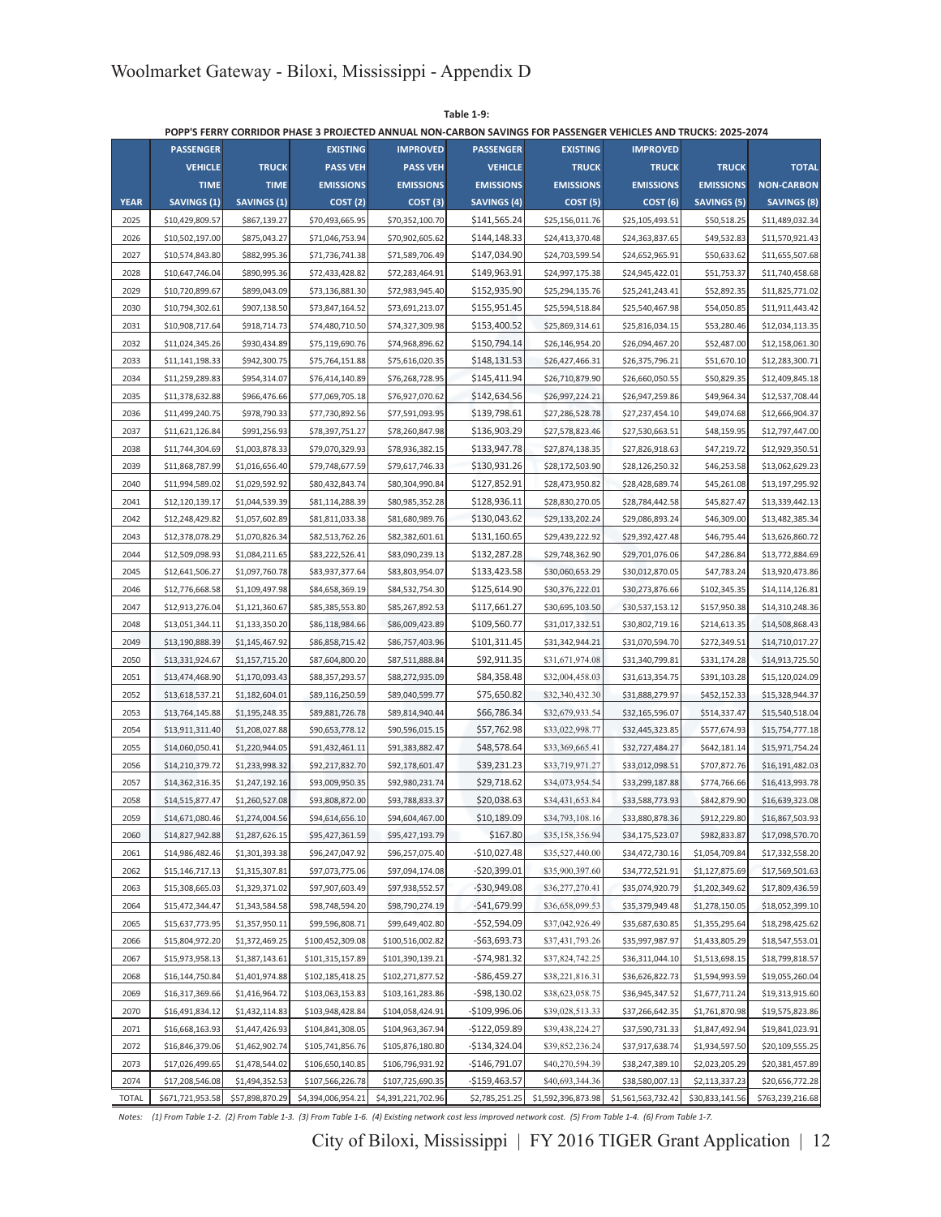# Woolmarket Gateway - Biloxi, Mississippi - Appendix D

**Table 1-9:**

**POPP'S FERRY CORRIDOR PHASE 3 PROJECTED ANNUAL NON-CARBON SAVINGS FOR PASSENGER VEHICLES AND TRUCKS: 2025-2074**

| YEAR | PASSENGER VEHICLE TIME SAVINGS (1) | TRUCK TIME SAVINGS (1) | EXISTING PASS VEH EMISSIONS COST (2) | IMPROVED PASS VEH EMISSIONS COST (3) | PASSENGER VEHICLE EMISSIONS SAVINGS (4) | EXISTING TRUCK EMISSIONS COST (5) | IMPROVED TRUCK EMISSIONS COST (6) | TRUCK EMISSIONS SAVINGS (5) | TOTAL NON-CARBON SAVINGS (8) |
|---|---|---|---|---|---|---|---|---|---|
| 2025 | $10,429,809.57 | $867,139.27 | $70,493,665.95 | $70,352,100.70 | $141,565.24 | $25,156,011.76 | $25,105,493.51 | $50,518.25 | $11,489,032.34 |
| 2026 | $10,502,197.00 | $875,043.27 | $71,046,753.94 | $70,902,605.62 | $144,148.33 | $24,413,370.48 | $24,363,837.65 | $49,532.83 | $11,570,921.43 |
| 2027 | $10,574,843.80 | $882,995.36 | $71,736,741.38 | $71,589,706.49 | $147,034.90 | $24,703,599.54 | $24,652,965.91 | $50,633.62 | $11,655,507.68 |
| 2028 | $10,647,746.04 | $890,995.36 | $72,433,428.82 | $72,283,464.91 | $149,963.91 | $24,997,175.38 | $24,945,422.01 | $51,753.37 | $11,740,458.68 |
| 2029 | $10,720,899.67 | $899,043.09 | $73,136,881.30 | $72,983,945.40 | $152,935.90 | $25,294,135.76 | $25,241,243.41 | $52,892.35 | $11,825,771.02 |
| 2030 | $10,794,302.61 | $907,138.50 | $73,847,164.52 | $73,691,213.07 | $155,951.45 | $25,594,518.84 | $25,540,467.98 | $54,050.85 | $11,911,443.42 |
| 2031 | $10,908,717.64 | $918,714.73 | $74,480,710.50 | $74,327,309.98 | $153,400.52 | $25,869,314.61 | $25,816,034.15 | $53,280.46 | $12,034,113.35 |
| 2032 | $11,024,345.26 | $930,434.89 | $75,119,690.76 | $74,968,896.62 | $150,794.14 | $26,146,954.20 | $26,094,467.20 | $52,487.00 | $12,158,061.30 |
| 2033 | $11,141,198.33 | $942,300.75 | $75,764,151.88 | $75,616,020.35 | $148,131.53 | $26,427,466.31 | $26,375,796.21 | $51,670.10 | $12,283,300.71 |
| 2034 | $11,259,289.83 | $954,314.07 | $76,414,140.89 | $76,268,728.95 | $145,411.94 | $26,710,879.90 | $26,660,050.55 | $50,829.35 | $12,409,845.18 |
| 2035 | $11,378,632.88 | $966,476.66 | $77,069,705.18 | $76,927,070.62 | $142,634.56 | $26,997,224.21 | $26,947,259.86 | $49,964.34 | $12,537,708.44 |
| 2036 | $11,499,240.75 | $978,790.33 | $77,730,892.56 | $77,591,093.95 | $139,798.61 | $27,286,528.78 | $27,237,454.10 | $49,074.68 | $12,666,904.37 |
| 2037 | $11,621,126.84 | $991,256.93 | $78,397,751.27 | $78,260,847.98 | $136,903.29 | $27,578,823.46 | $27,530,663.51 | $48,159.95 | $12,797,447.00 |
| 2038 | $11,744,304.69 | $1,003,878.33 | $79,070,329.93 | $78,936,382.15 | $133,947.78 | $27,874,138.35 | $27,826,918.63 | $47,219.72 | $12,929,350.51 |
| 2039 | $11,868,787.99 | $1,016,656.40 | $79,748,677.59 | $79,617,746.33 | $130,931.26 | $28,172,503.90 | $28,126,250.32 | $46,253.58 | $13,062,629.23 |
| 2040 | $11,994,589.02 | $1,029,592.92 | $80,432,843.74 | $80,304,990.84 | $127,852.91 | $28,473,950.82 | $28,428,689.74 | $45,261.08 | $13,197,295.92 |
| 2041 | $12,120,139.17 | $1,044,539.39 | $81,114,288.39 | $80,985,352.28 | $128,936.11 | $28,830,270.05 | $28,784,442.58 | $45,827.47 | $13,339,442.13 |
| 2042 | $12,248,429.82 | $1,057,602.89 | $81,811,033.38 | $81,680,989.76 | $130,043.62 | $29,133,202.24 | $29,086,893.24 | $46,309.00 | $13,482,385.34 |
| 2043 | $12,378,078.29 | $1,070,826.34 | $82,513,762.26 | $82,382,601.61 | $131,160.65 | $29,439,222.92 | $29,392,427.48 | $46,795.44 | $13,626,860.72 |
| 2044 | $12,509,098.93 | $1,084,211.65 | $83,222,526.41 | $83,090,239.13 | $132,287.28 | $29,748,362.90 | $29,701,076.06 | $47,286.84 | $13,772,884.69 |
| 2045 | $12,641,506.27 | $1,097,760.78 | $83,937,377.64 | $83,803,954.07 | $133,423.58 | $30,060,653.29 | $30,012,870.05 | $47,783.24 | $13,920,473.86 |
| 2046 | $12,776,668.58 | $1,109,497.98 | $84,658,369.19 | $84,532,754.30 | $125,614.90 | $30,376,222.01 | $30,273,876.66 | $102,345.35 | $14,114,126.81 |
| 2047 | $12,913,276.04 | $1,121,360.67 | $85,385,553.80 | $85,267,892.53 | $117,661.27 | $30,695,103.50 | $30,537,153.12 | $157,950.38 | $14,310,248.36 |
| 2048 | $13,051,344.11 | $1,133,350.20 | $86,118,984.66 | $86,009,423.89 | $109,560.77 | $31,017,332.51 | $30,802,719.16 | $214,613.35 | $14,508,868.43 |
| 2049 | $13,190,888.39 | $1,145,467.92 | $86,858,715.42 | $86,757,403.96 | $101,311.45 | $31,342,944.21 | $31,070,594.70 | $272,349.51 | $14,710,017.27 |
| 2050 | $13,331,924.67 | $1,157,715.20 | $87,604,800.20 | $87,511,888.84 | $92,911.35 | $31,671,974.08 | $31,340,799.81 | $331,174.28 | $14,913,725.50 |
| 2051 | $13,474,468.90 | $1,170,093.43 | $88,357,293.57 | $88,272,935.09 | $84,358.48 | $32,004,458.03 | $31,613,354.75 | $391,103.28 | $15,120,024.09 |
| 2052 | $13,618,537.21 | $1,182,604.01 | $89,116,250.59 | $89,040,599.77 | $75,650.82 | $32,340,432.30 | $31,888,279.97 | $452,152.33 | $15,328,944.37 |
| 2053 | $13,764,145.88 | $1,195,248.35 | $89,881,726.78 | $89,814,940.44 | $66,786.34 | $32,679,933.54 | $32,165,596.07 | $514,337.47 | $15,540,518.04 |
| 2054 | $13,911,311.40 | $1,208,027.88 | $90,653,778.12 | $90,596,015.15 | $57,762.98 | $33,022,998.77 | $32,445,323.85 | $577,674.93 | $15,754,777.18 |
| 2055 | $14,060,050.41 | $1,220,944.05 | $91,432,461.11 | $91,383,882.47 | $48,578.64 | $33,369,665.41 | $32,727,484.27 | $642,181.14 | $15,971,754.24 |
| 2056 | $14,210,379.72 | $1,233,998.32 | $92,217,832.70 | $92,178,601.47 | $39,231.23 | $33,719,971.27 | $33,012,098.51 | $707,872.76 | $16,191,482.03 |
| 2057 | $14,362,316.35 | $1,247,192.16 | $93,009,950.35 | $92,980,231.74 | $29,718.62 | $34,073,954.54 | $33,299,187.88 | $774,766.66 | $16,413,993.78 |
| 2058 | $14,515,877.47 | $1,260,527.08 | $93,808,872.00 | $93,788,833.37 | $20,038.63 | $34,431,653.84 | $33,588,773.93 | $842,879.90 | $16,639,323.08 |
| 2059 | $14,671,080.46 | $1,274,004.56 | $94,614,656.10 | $94,604,467.00 | $10,189.09 | $34,793,108.16 | $33,880,878.36 | $912,229.80 | $16,867,503.93 |
| 2060 | $14,827,942.88 | $1,287,626.15 | $95,427,361.59 | $95,427,193.79 | $167.80 | $35,158,356.94 | $34,175,523.07 | $982,833.87 | $17,098,570.70 |
| 2061 | $14,986,482.46 | $1,301,393.38 | $96,247,047.92 | $96,257,075.40 | -$10,027.48 | $35,527,440.00 | $34,472,730.16 | $1,054,709.84 | $17,332,558.20 |
| 2062 | $15,146,717.13 | $1,315,307.81 | $97,073,775.06 | $97,094,174.08 | -$20,399.01 | $35,900,397.60 | $34,772,521.91 | $1,127,875.69 | $17,569,501.63 |
| 2063 | $15,308,665.03 | $1,329,371.02 | $97,907,603.49 | $97,938,552.57 | -$30,949.08 | $36,277,270.41 | $35,074,920.79 | $1,202,349.62 | $17,809,436.59 |
| 2064 | $15,472,344.47 | $1,343,584.58 | $98,748,594.20 | $98,790,274.19 | -$41,679.99 | $36,658,099.53 | $35,379,949.48 | $1,278,150.05 | $18,052,399.10 |
| 2065 | $15,637,773.95 | $1,357,950.11 | $99,596,808.71 | $99,649,402.80 | -$52,594.09 | $37,042,926.49 | $35,687,630.85 | $1,355,295.64 | $18,298,425.62 |
| 2066 | $15,804,972.20 | $1,372,469.25 | $100,452,309.08 | $100,516,002.82 | -$63,693.73 | $37,431,793.26 | $35,997,987.97 | $1,433,805.29 | $18,547,553.01 |
| 2067 | $15,973,958.13 | $1,387,143.61 | $101,315,157.89 | $101,390,139.21 | -$74,981.32 | $37,824,742.25 | $36,311,044.10 | $1,513,698.15 | $18,799,818.57 |
| 2068 | $16,144,750.84 | $1,401,974.88 | $102,185,418.25 | $102,271,877.52 | -$86,459.27 | $38,221,816.31 | $36,626,822.73 | $1,594,993.59 | $19,055,260.04 |
| 2069 | $16,317,369.66 | $1,416,964.72 | $103,063,153.83 | $103,161,283.86 | -$98,130.02 | $38,623,058.75 | $36,945,347.52 | $1,677,711.24 | $19,313,915.60 |
| 2070 | $16,491,834.12 | $1,432,114.83 | $103,948,428.84 | $104,058,424.91 | -$109,996.06 | $39,028,513.33 | $37,266,642.35 | $1,761,870.98 | $19,575,823.86 |
| 2071 | $16,668,163.93 | $1,447,426.93 | $104,841,308.05 | $104,963,367.94 | -$122,059.89 | $39,438,224.27 | $37,590,731.33 | $1,847,492.94 | $19,841,023.91 |
| 2072 | $16,846,379.06 | $1,462,902.74 | $105,741,856.76 | $105,876,180.80 | -$134,324.04 | $39,852,236.24 | $37,917,638.74 | $1,934,597.50 | $20,109,555.25 |
| 2073 | $17,026,499.65 | $1,478,544.02 | $106,650,140.85 | $106,796,931.92 | -$146,791.07 | $40,270,594.39 | $38,247,389.10 | $2,023,205.29 | $20,381,457.89 |
| 2074 | $17,208,546.08 | $1,494,352.53 | $107,566,226.78 | $107,725,690.35 | -$159,463.57 | $40,693,344.36 | $38,580,007.13 | $2,113,337.23 | $20,656,772.28 |
| TOTAL | $671,721,953.58 | $57,898,870.29 | $4,394,006,954.21 | $4,391,221,702.96 | $2,785,251.25 | $1,592,396,873.98 | $1,561,563,732.42 | $30,833,141.56 | $763,239,216.68 |

*Notes: (1) From Table 1-2. (2) From Table 1-3. (3) From Table 1-6. (4) Existing network cost less improved network cost. (5) From Table 1-4. (6) From Table 1-7.*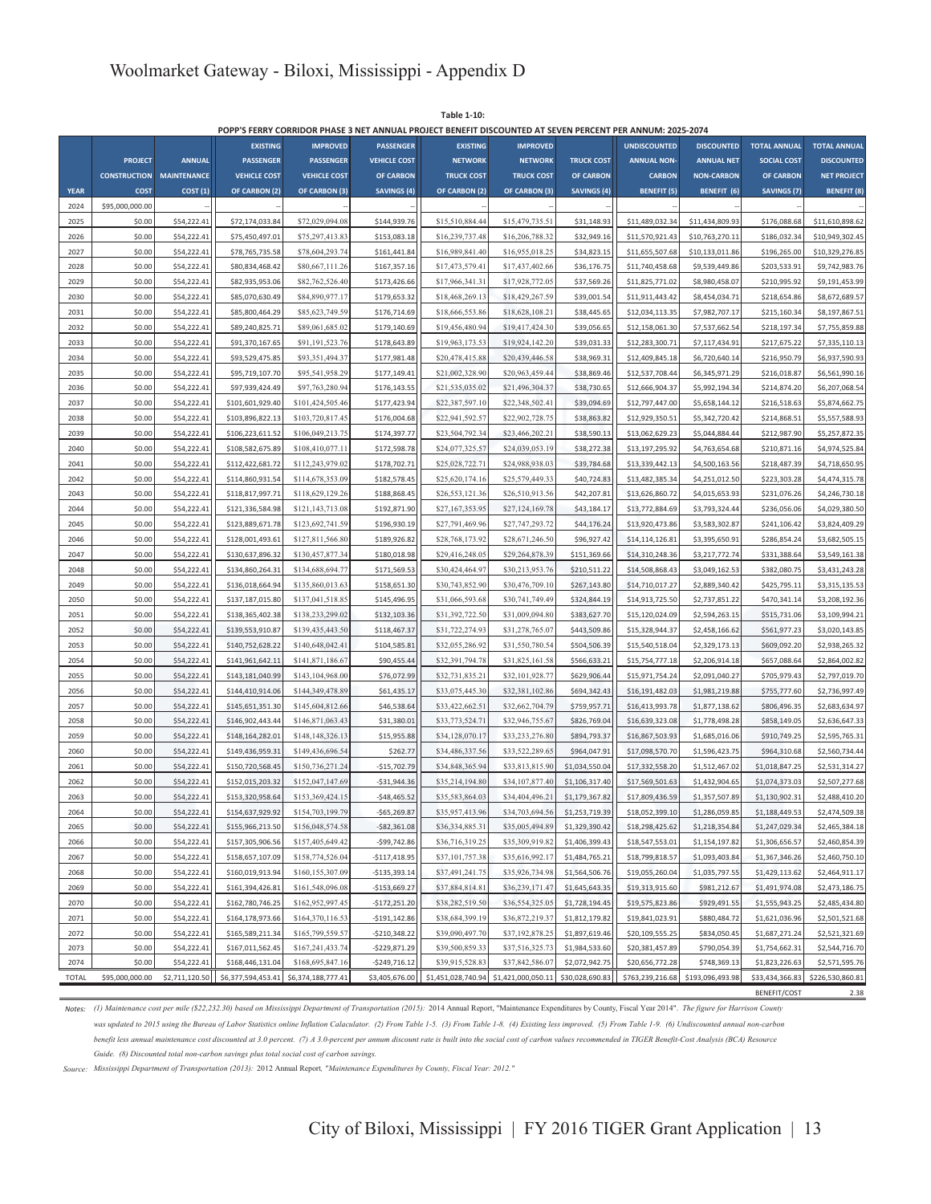# Woolmarket Gateway - Biloxi, Mississippi - Appendix D

**Table 1-10:**

**POPP'S FERRY CORRIDOR PHASE 3 NET ANNUAL PROJECT BENEFIT DISCOUNTED AT SEVEN PERCENT PER ANNUM: 2025-2074**

| YEAR | PROJECT CONSTRUCTION COST | ANNUAL MAINTENANCE COST (1) | EXISTING PASSENGER VEHICLE COST OF CARBON (2) | IMPROVED PASSENGER VEHICLE COST OF CARBON (3) | PASSENGER VEHICLE COST OF CARBON SAVINGS (4) | EXISTING NETWORK TRUCK COST OF CARBON (2) | IMPROVED NETWORK TRUCK COST OF CARBON (3) | TRUCK COST OF CARBON SAVINGS (4) | UNDISCOUNTED ANNUAL NON-CARBON BENEFIT (5) | DISCOUNTED ANNUAL NET NON-CARBON BENEFIT (6) | TOTAL ANNUAL SOCIAL COST OF CARBON SAVINGS (7) | TOTAL ANNUAL DISCOUNTED NET PROJECT BENEFIT (8) |
|---|---|---|---|---|---|---|---|---|---|---|---|---|
| 2024 | $95,000,000.00 | -- | -- | -- | -- | -- | -- | -- | -- | -- | -- | -- |
| 2025 | $0.00 | $54,222.41 | $72,174,033.84 | $72,029,094.08 | $144,939.76 | $15,510,884.44 | $15,479,735.51 | $31,148.93 | $11,489,032.34 | $11,434,809.93 | $176,088.68 | $11,610,898.62 |
| 2026 | $0.00 | $54,222.41 | $75,450,497.01 | $75,297,413.83 | $153,083.18 | $16,239,737.48 | $16,206,788.32 | $32,949.16 | $11,570,921.43 | $10,763,270.11 | $186,032.34 | $10,949,302.45 |
| 2027 | $0.00 | $54,222.41 | $78,765,735.58 | $78,604,293.74 | $161,441.84 | $16,989,841.40 | $16,955,018.25 | $34,823.15 | $11,655,507.68 | $10,133,011.86 | $196,265.00 | $10,329,276.85 |
| 2028 | $0.00 | $54,222.41 | $80,834,468.42 | $80,667,111.26 | $167,357.16 | $17,473,579.41 | $17,437,402.66 | $36,176.75 | $11,740,458.68 | $9,539,449.86 | $203,533.91 | $9,742,983.76 |
| 2029 | $0.00 | $54,222.41 | $82,935,953.06 | $82,762,526.40 | $173,426.66 | $17,966,341.31 | $17,928,772.05 | $37,569.26 | $11,825,771.02 | $8,980,458.07 | $210,995.92 | $9,191,453.99 |
| 2030 | $0.00 | $54,222.41 | $85,070,630.49 | $84,890,977.17 | $179,653.32 | $18,468,269.13 | $18,429,267.59 | $39,001.54 | $11,911,443.42 | $8,454,034.71 | $218,654.86 | $8,672,689.57 |
| 2031 | $0.00 | $54,222.41 | $85,800,464.29 | $85,623,749.59 | $176,714.69 | $18,666,553.86 | $18,628,108.21 | $38,445.65 | $12,034,113.35 | $7,982,707.17 | $215,160.34 | $8,197,867.51 |
| 2032 | $0.00 | $54,222.41 | $89,240,825.71 | $89,061,685.02 | $179,140.69 | $19,456,480.94 | $19,417,424.30 | $39,056.65 | $12,158,061.30 | $7,537,662.54 | $218,197.34 | $7,755,859.88 |
| 2033 | $0.00 | $54,222.41 | $91,370,167.65 | $91,191,523.76 | $178,643.89 | $19,963,173.53 | $19,924,142.20 | $39,031.33 | $12,283,300.71 | $7,117,434.91 | $217,675.22 | $7,335,110.13 |
| 2034 | $0.00 | $54,222.41 | $93,529,475.85 | $93,351,494.37 | $177,981.48 | $20,478,415.88 | $20,439,446.58 | $38,969.31 | $12,409,845.18 | $6,720,640.14 | $216,950.79 | $6,937,590.93 |
| 2035 | $0.00 | $54,222.41 | $95,719,107.70 | $95,541,958.29 | $177,149.41 | $21,002,328.90 | $20,963,459.44 | $38,869.46 | $12,537,708.44 | $6,345,971.29 | $216,018.87 | $6,561,990.16 |
| 2036 | $0.00 | $54,222.41 | $97,939,424.49 | $97,763,280.94 | $176,143.55 | $21,535,035.02 | $21,496,304.37 | $38,730.65 | $12,666,904.37 | $5,992,194.34 | $214,874.20 | $6,207,068.54 |
| 2037 | $0.00 | $54,222.41 | $101,601,929.40 | $101,424,505.46 | $177,423.94 | $22,387,597.10 | $22,348,502.41 | $39,094.69 | $12,797,447.00 | $5,658,144.12 | $216,518.63 | $5,874,662.75 |
| 2038 | $0.00 | $54,222.41 | $103,896,822.13 | $103,720,817.45 | $176,004.68 | $22,941,592.57 | $22,902,728.75 | $38,863.82 | $12,929,350.51 | $5,342,720.42 | $214,868.51 | $5,557,588.93 |
| 2039 | $0.00 | $54,222.41 | $106,223,611.52 | $106,049,213.75 | $174,397.77 | $23,504,792.34 | $23,466,202.21 | $38,590.13 | $13,062,629.23 | $5,044,884.44 | $212,987.90 | $5,257,872.35 |
| 2040 | $0.00 | $54,222.41 | $108,582,675.89 | $108,410,077.11 | $172,598.78 | $24,077,325.57 | $24,039,053.19 | $38,272.38 | $13,197,295.92 | $4,763,654.68 | $210,871.16 | $4,974,525.84 |
| 2041 | $0.00 | $54,222.41 | $112,422,681.72 | $112,243,979.02 | $178,702.71 | $25,028,722.71 | $24,988,938.03 | $39,784.68 | $13,339,442.13 | $4,500,163.56 | $218,487.39 | $4,718,650.95 |
| 2042 | $0.00 | $54,222.41 | $114,860,931.54 | $114,678,353.09 | $182,578.45 | $25,620,174.16 | $25,579,449.33 | $40,724.83 | $13,482,385.34 | $4,251,012.50 | $223,303.28 | $4,474,315.78 |
| 2043 | $0.00 | $54,222.41 | $118,817,997.71 | $118,629,129.26 | $188,868.45 | $26,553,121.36 | $26,510,913.56 | $42,207.81 | $13,626,860.72 | $4,015,653.93 | $231,076.26 | $4,246,730.18 |
| 2044 | $0.00 | $54,222.41 | $121,336,584.98 | $121,143,713.08 | $192,871.90 | $27,167,353.95 | $27,124,169.78 | $43,184.17 | $13,772,884.69 | $3,793,324.44 | $236,056.06 | $4,029,380.50 |
| 2045 | $0.00 | $54,222.41 | $123,889,671.78 | $123,692,741.59 | $196,930.19 | $27,791,469.96 | $27,747,293.72 | $44,176.24 | $13,920,473.86 | $3,583,302.87 | $241,106.42 | $3,824,409.29 |
| 2046 | $0.00 | $54,222.41 | $128,001,493.61 | $127,811,566.80 | $189,926.82 | $28,768,173.92 | $28,671,246.50 | $96,927.42 | $14,114,126.81 | $3,395,650.91 | $286,854.24 | $3,682,505.15 |
| 2047 | $0.00 | $54,222.41 | $130,637,896.32 | $130,457,877.34 | $180,018.98 | $29,416,248.05 | $29,264,878.39 | $151,369.66 | $14,310,248.36 | $3,217,772.74 | $331,388.64 | $3,549,161.38 |
| 2048 | $0.00 | $54,222.41 | $134,860,264.31 | $134,688,694.77 | $171,569.53 | $30,424,464.97 | $30,213,953.76 | $210,511.22 | $14,508,868.43 | $3,049,162.53 | $382,080.75 | $3,431,243.28 |
| 2049 | $0.00 | $54,222.41 | $136,018,664.94 | $135,860,013.63 | $158,651.30 | $30,743,852.90 | $30,476,709.10 | $267,143.80 | $14,710,017.27 | $2,889,340.42 | $425,795.11 | $3,315,135.53 |
| 2050 | $0.00 | $54,222.41 | $137,187,015.80 | $137,041,518.85 | $145,496.95 | $31,066,593.68 | $30,741,749.49 | $324,844.19 | $14,913,725.50 | $2,737,851.22 | $470,341.14 | $3,208,192.36 |
| 2051 | $0.00 | $54,222.41 | $138,365,402.38 | $138,233,299.02 | $132,103.36 | $31,392,722.50 | $31,009,094.80 | $383,627.70 | $15,120,024.09 | $2,594,263.15 | $515,731.06 | $3,109,994.21 |
| 2052 | $0.00 | $54,222.41 | $139,553,910.87 | $139,435,443.50 | $118,467.37 | $31,722,274.93 | $31,278,765.07 | $443,509.86 | $15,328,944.37 | $2,458,166.62 | $561,977.23 | $3,020,143.85 |
| 2053 | $0.00 | $54,222.41 | $140,752,628.22 | $140,648,042.41 | $104,585.81 | $32,055,286.92 | $31,550,780.54 | $504,506.39 | $15,540,518.04 | $2,329,173.13 | $609,092.20 | $2,938,265.32 |
| 2054 | $0.00 | $54,222.41 | $141,961,642.11 | $141,871,186.67 | $90,455.44 | $32,391,794.78 | $31,825,161.58 | $566,633.21 | $15,754,777.18 | $2,206,914.18 | $657,088.64 | $2,864,002.82 |
| 2055 | $0.00 | $54,222.41 | $143,181,040.99 | $143,104,968.00 | $76,072.99 | $32,731,835.21 | $32,101,928.77 | $629,906.44 | $15,971,754.24 | $2,091,040.27 | $705,979.43 | $2,797,019.70 |
| 2056 | $0.00 | $54,222.41 | $144,410,914.06 | $144,349,478.89 | $61,435.17 | $33,075,445.30 | $32,381,102.86 | $694,342.43 | $16,191,482.03 | $1,981,219.88 | $755,777.60 | $2,736,997.49 |
| 2057 | $0.00 | $54,222.41 | $145,651,351.30 | $145,604,812.66 | $46,538.64 | $33,422,662.51 | $32,662,704.79 | $759,957.71 | $16,413,993.78 | $1,877,138.62 | $806,496.35 | $2,683,634.97 |
| 2058 | $0.00 | $54,222.41 | $146,902,443.44 | $146,871,063.43 | $31,380.01 | $33,773,524.71 | $32,946,755.67 | $826,769.04 | $16,639,323.08 | $1,778,498.28 | $858,149.05 | $2,636,647.33 |
| 2059 | $0.00 | $54,222.41 | $148,164,282.01 | $148,148,326.13 | $15,955.88 | $34,128,070.17 | $33,233,276.80 | $894,793.37 | $16,867,503.93 | $1,685,016.06 | $910,749.25 | $2,595,765.31 |
| 2060 | $0.00 | $54,222.41 | $149,436,959.31 | $149,436,696.54 | $262.77 | $34,486,337.56 | $33,522,289.65 | $964,047.91 | $17,098,570.70 | $1,596,423.75 | $964,310.68 | $2,560,734.44 |
| 2061 | $0.00 | $54,222.41 | $150,720,568.45 | $150,736,271.24 | -$15,702.79 | $34,848,365.94 | $33,813,815.90 | $1,034,550.04 | $17,332,558.20 | $1,512,467.02 | $1,018,847.25 | $2,531,314.27 |
| 2062 | $0.00 | $54,222.41 | $152,015,203.32 | $152,047,147.69 | -$31,944.36 | $35,214,194.80 | $34,107,877.40 | $1,106,317.40 | $17,569,501.63 | $1,432,904.65 | $1,074,373.03 | $2,507,277.68 |
| 2063 | $0.00 | $54,222.41 | $153,320,958.64 | $153,369,424.15 | -$48,465.52 | $35,583,864.03 | $34,404,496.21 | $1,179,367.82 | $17,809,436.59 | $1,357,507.89 | $1,130,902.31 | $2,488,410.20 |
| 2064 | $0.00 | $54,222.41 | $154,637,929.92 | $154,703,199.79 | -$65,269.87 | $35,957,413.45 | $34,703,694.56 | $1,253,719.39 | $18,052,399.10 | $1,286,059.85 | $1,188,449.53 | $2,474,509.38 |
| 2065 | $0.00 | $54,222.41 | $155,966,213.50 | $156,048,574.58 | -$82,361.08 | $36,334,885.31 | $35,005,494.89 | $1,329,390.42 | $18,298,425.62 | $1,218,354.84 | $1,247,029.34 | $2,465,384.18 |
| 2066 | $0.00 | $54,222.41 | $157,305,906.56 | $157,405,649.42 | -$99,742.86 | $36,716,319.25 | $35,309,919.82 | $1,406,399.43 | $18,547,553.01 | $1,154,197.82 | $1,306,656.57 | $2,460,854.39 |
| 2067 | $0.00 | $54,222.41 | $158,657,107.09 | $158,774,526.04 | -$117,418.95 | $37,101,757.38 | $35,616,992.17 | $1,484,765.21 | $18,799,818.57 | $1,093,403.84 | $1,367,346.26 | $2,460,750.10 |
| 2068 | $0.00 | $54,222.41 | $160,019,913.94 | $160,155,307.09 | -$135,393.14 | $37,491,241.75 | $35,926,734.98 | $1,564,506.76 | $19,055,260.04 | $1,035,797.55 | $1,429,113.62 | $2,464,911.17 |
| 2069 | $0.00 | $54,222.41 | $161,394,426.81 | $161,548,096.08 | -$153,669.27 | $37,884,814.81 | $36,239,171.47 | $1,645,643.35 | $19,313,915.60 | $981,212.67 | $1,491,974.08 | $2,473,186.75 |
| 2070 | $0.00 | $54,222.41 | $162,780,746.25 | $162,952,997.45 | -$172,251.20 | $38,282,519.50 | $36,554,325.05 | $1,728,194.45 | $19,575,823.86 | $929,491.55 | $1,555,943.25 | $2,485,434.80 |
| 2071 | $0.00 | $54,222.41 | $164,178,973.66 | $164,370,116.53 | -$191,142.86 | $38,684,399.19 | $36,872,219.37 | $1,812,179.82 | $19,841,023.91 | $880,484.72 | $1,621,036.96 | $2,501,521.68 |
| 2072 | $0.00 | $54,222.41 | $165,589,211.34 | $165,799,559.57 | -$210,348.22 | $39,090,497.70 | $37,192,878.25 | $1,897,619.46 | $20,109,555.25 | $834,050.45 | $1,687,271.24 | $2,521,321.69 |
| 2073 | $0.00 | $54,222.41 | $167,011,562.45 | $167,241,433.74 | -$229,871.29 | $39,500,859.33 | $37,516,325.73 | $1,984,533.60 | $20,381,457.89 | $790,054.39 | $1,754,662.31 | $2,544,716.70 |
| 2074 | $0.00 | $54,222.41 | $168,446,131.04 | $168,695,847.16 | -$249,716.12 | $39,915,528.83 | $37,842,586.07 | $2,072,942.75 | $20,656,772.28 | $748,369.13 | $1,823,226.63 | $2,571,595.76 |
| TOTAL | $95,000,000.00 | $2,711,120.50 | $6,377,594,453.41 | $6,374,188,777.41 | $3,405,676.00 | $1,451,028,740.94 | $1,421,000,050.11 | $30,028,690.83 | $763,239,216.68 | $193,096,493.98 | $33,434,366.83 | $226,530,860.81 |
| | | | | | | | | | | | BENEFIT/COST | 2.38 |

*Notes:* *(1) Maintenance cost per mile ($22,232.30) based on Mississippi Department of Transportation (2015):* 2014 Annual Report, "Maintenance Expenditures by County, Fiscal Year 2014". *The figure for Harrison County was updated to 2015 using the Bureau of Labor Statistics online Inflation Calaculator. (2) From Table 1-5. (3) From Table 1-8. (4) Existing less improved. (5) From Table 1-9. (6) Undiscounted annual non-carbon benefit less annual maintenance cost discounted at 3.0 percent. (7) A 3.0-percent per annum discount rate is built into the social cost of carbon values recommended in TIGER Benefit-Cost Analysis (BCA) Resource Guide. (8) Discounted total non-carbon savings plus total social cost of carbon savings.*

*Source:* *Mississippi Department of Transportation (2013):* 2012 Annual Report, *"Maintenance Expenditures by County, Fiscal Year: 2012."*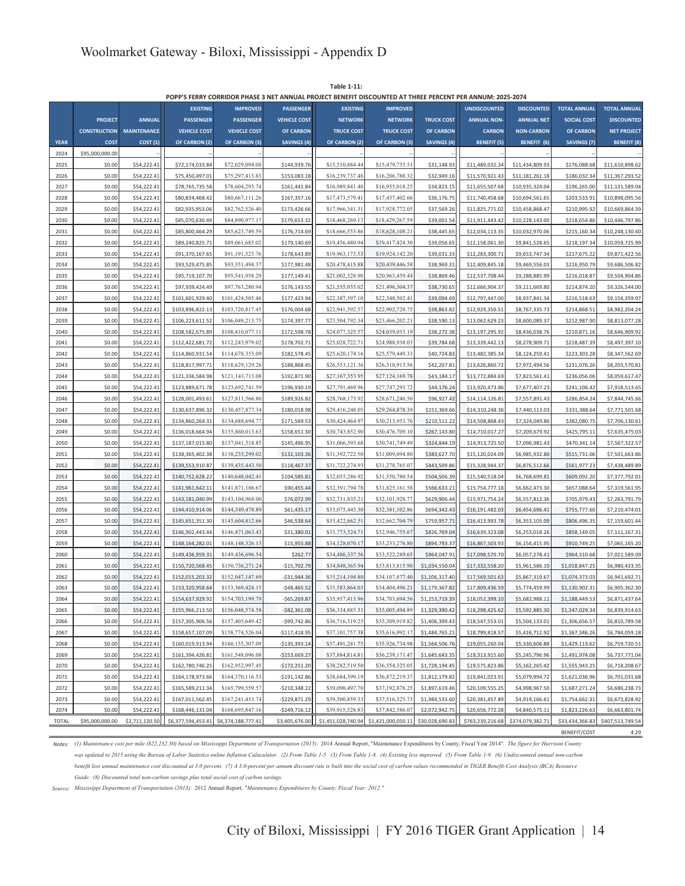# Woolmarket Gateway - Biloxi, Mississippi - Appendix D

**Table 1-11:**
**POPP'S FERRY CORRIDOR PHASE 3 NET ANNUAL PROJECT BENEFIT DISCOUNTED AT THREE PERCENT PER ANNUM: 2025-2074**

| YEAR | PROJECT CONSTRUCTION COST | ANNUAL MAINTENANCE COST (1) | EXISTING PASSENGER VEHICLE COST OF CARBON (2) | IMPROVED PASSENGER VEHICLE COST OF CARBON (3) | PASSENGER VEHICLE COST OF CARBON SAVINGS (4) | EXISTING NETWORK TRUCK COST OF CARBON (2) | IMPROVED NETWORK TRUCK COST OF CARBON (3) | TRUCK COST OF CARBON SAVINGS (4) | UNDISCOUNTED ANNUAL NON-CARBON BENEFIT (5) | DISCOUNTED ANNUAL NET NON-CARBON BENEFIT (6) | TOTAL ANNUAL SOCIAL COST OF CARBON SAVINGS (7) | TOTAL ANNUAL DISCOUNTED NET PROJECT BENEFIT (8) |
|---|---|---|---|---|---|---|---|---|---|---|---|---|
| 2024 | $95,000,000.00 | -- | -- | -- | -- | -- | -- | -- | -- | -- | -- | -- |
| 2025 | $0.00 | $54,222.41 | $72,174,033.84 | $72,029,094.08 | $144,939.76 | $15,510,884.44 | $15,479,735.51 | $31,148.93 | $11,489,032.34 | $11,434,809.93 | $176,088.68 | $11,610,898.62 |
| 2026 | $0.00 | $54,222.41 | $75,450,497.01 | $75,297,413.83 | $153,083.18 | $16,239,737.48 | $16,206,788.32 | $32,949.16 | $11,570,921.43 | $11,181,261.18 | $186,032.34 | $11,367,293.52 |
| 2027 | $0.00 | $54,222.41 | $78,765,735.58 | $78,604,293.74 | $161,441.84 | $16,989,841.40 | $16,955,018.25 | $34,823.15 | $11,655,507.68 | $10,935,324.04 | $196,265.00 | $11,131,589.04 |
| 2028 | $0.00 | $54,222.41 | $80,834,468.42 | $80,667,111.26 | $167,357.16 | $17,473,579.41 | $17,437,402.66 | $36,176.75 | $11,740,458.68 | $10,694,561.65 | $203,533.91 | $10,898,095.56 |
| 2029 | $0.00 | $54,222.41 | $82,935,953.06 | $82,762,526.40 | $173,426.66 | $17,966,341.31 | $17,928,772.05 | $37,569.26 | $11,825,771.02 | $10,458,868.47 | $210,995.92 | $10,669,864.39 |
| 2030 | $0.00 | $54,222.41 | $85,070,630.49 | $84,890,977.17 | $179,653.32 | $18,468,269.13 | $18,429,267.59 | $39,001.54 | $11,911,443.42 | $10,228,143.00 | $218,654.86 | $10,446,797.86 |
| 2031 | $0.00 | $54,222.41 | $85,800,464.29 | $85,623,749.59 | $176,714.69 | $18,666,553.86 | $18,628,108.21 | $38,445.65 | $12,034,113.35 | $10,032,970.06 | $215,160.34 | $10,248,130.40 |
| 2032 | $0.00 | $54,222.41 | $89,240,825.71 | $89,061,685.02 | $179,140.69 | $19,456,480.94 | $19,417,424.30 | $39,056.65 | $12,158,061.30 | $9,841,528.65 | $218,197.34 | $10,059,725.99 |
| 2033 | $0.00 | $54,222.41 | $91,370,167.65 | $91,191,523.76 | $178,643.89 | $19,963,173.53 | $19,924,142.20 | $39,031.33 | $12,283,300.71 | $9,653,747.34 | $217,675.22 | $9,871,422.56 |
| 2034 | $0.00 | $54,222.41 | $93,529,475.85 | $93,351,494.37 | $177,981.48 | $20,478,415.88 | $20,439,446.58 | $38,969.31 | $12,409,845.18 | $9,469,556.03 | $216,950.79 | $9,686,506.82 |
| 2035 | $0.00 | $54,222.41 | $95,719,107.70 | $95,541,958.29 | $177,149.41 | $21,002,328.90 | $20,963,459.44 | $38,869.46 | $12,537,708.44 | $9,288,885.99 | $216,018.87 | $9,504,904.86 |
| 2036 | $0.00 | $54,222.41 | $97,939,424.49 | $97,763,280.94 | $176,143.55 | $21,535,035.02 | $21,496,304.37 | $38,730.65 | $12,666,904.37 | $9,111,669.80 | $214,874.20 | $9,326,544.00 |
| 2037 | $0.00 | $54,222.41 | $101,601,929.40 | $101,424,505.46 | $177,423.94 | $22,387,597.10 | $22,348,502.41 | $39,094.69 | $12,797,447.00 | $8,937,841.34 | $216,518.63 | $9,154,359.97 |
| 2038 | $0.00 | $54,222.41 | $103,896,822.13 | $103,720,817.45 | $176,004.68 | $22,941,592.57 | $22,902,728.75 | $38,863.82 | $12,929,350.51 | $8,767,335.73 | $214,868.51 | $8,982,204.24 |
| 2039 | $0.00 | $54,222.41 | $106,223,611.52 | $106,049,213.75 | $174,397.77 | $23,504,792.34 | $23,466,202.21 | $38,590.13 | $13,062,629.23 | $8,600,089.37 | $212,987.90 | $8,813,077.28 |
| 2040 | $0.00 | $54,222.41 | $108,582,675.89 | $108,410,077.11 | $172,598.78 | $24,077,325.57 | $24,039,053.19 | $38,272.38 | $13,197,295.92 | $8,436,038.76 | $210,871.16 | $8,646,909.92 |
| 2041 | $0.00 | $54,222.41 | $112,422,681.72 | $112,243,979.02 | $178,702.71 | $25,028,722.71 | $24,988,938.03 | $39,784.68 | $13,339,442.13 | $8,278,909.71 | $218,487.39 | $8,497,397.10 |
| 2042 | $0.00 | $54,222.41 | $114,860,931.54 | $114,678,353.09 | $182,578.45 | $25,620,174.16 | $25,579,449.33 | $40,724.83 | $13,482,385.34 | $8,124,259.41 | $223,303.28 | $8,347,562.69 |
| 2043 | $0.00 | $54,222.41 | $118,817,997.71 | $118,629,129.26 | $188,868.45 | $26,553,121.36 | $26,510,913.56 | $42,207.81 | $13,626,860.72 | $7,972,494.56 | $231,076.26 | $8,203,570.81 |
| 2044 | $0.00 | $54,222.41 | $121,336,584.98 | $121,143,713.08 | $192,871.90 | $27,167,353.95 | $27,124,169.78 | $43,184.17 | $13,772,884.69 | $7,823,561.41 | $236,056.06 | $8,059,617.47 |
| 2045 | $0.00 | $54,222.41 | $123,889,671.78 | $123,692,741.59 | $196,930.19 | $27,791,469.96 | $27,747,293.72 | $44,176.24 | $13,920,473.86 | $7,677,407.23 | $241,106.42 | $7,918,513.65 |
| 2046 | $0.00 | $54,222.41 | $128,001,493.61 | $127,811,566.80 | $189,926.82 | $28,768,173.92 | $28,671,246.50 | $96,927.42 | $14,114,126.81 | $7,557,891.43 | $286,854.24 | $7,844,745.66 |
| 2047 | $0.00 | $54,222.41 | $130,637,896.32 | $130,457,877.34 | $180,018.98 | $29,416,248.05 | $29,264,878.39 | $151,369.66 | $14,310,248.36 | $7,440,113.03 | $331,388.64 | $7,771,501.68 |
| 2048 | $0.00 | $54,222.41 | $134,860,264.31 | $134,688,694.77 | $171,569.53 | $30,424,464.97 | $30,213,953.76 | $210,511.22 | $14,508,868.43 | $7,324,049.86 | $382,080.75 | $7,706,130.61 |
| 2049 | $0.00 | $54,222.41 | $136,018,664.94 | $135,860,013.63 | $158,651.30 | $30,743,852.90 | $30,476,709.10 | $267,143.80 | $14,710,017.27 | $7,209,679.92 | $425,795.11 | $7,635,475.03 |
| 2050 | $0.00 | $54,222.41 | $137,187,015.80 | $137,041,518.85 | $145,496.95 | $31,066,593.68 | $30,741,749.49 | $324,844.19 | $14,913,725.50 | $7,096,981.43 | $470,341.14 | $7,567,322.57 |
| 2051 | $0.00 | $54,222.41 | $138,365,402.38 | $138,233,299.02 | $132,103.36 | $31,392,722.50 | $31,009,094.80 | $383,627.70 | $15,120,024.09 | $6,985,932.80 | $515,731.06 | $7,501,663.86 |
| 2052 | $0.00 | $54,222.41 | $139,553,910.87 | $139,435,443.50 | $118,467.37 | $31,722,274.93 | $31,278,765.07 | $443,509.86 | $15,328,944.37 | $6,876,512.66 | $561,977.23 | $7,438,489.89 |
| 2053 | $0.00 | $54,222.41 | $140,752,628.22 | $140,648,042.41 | $104,585.81 | $32,055,286.92 | $31,550,780.54 | $504,506.39 | $15,540,518.04 | $6,768,699.81 | $609,092.20 | $7,377,792.01 |
| 2054 | $0.00 | $54,222.41 | $141,961,642.11 | $141,871,186.67 | $90,455.44 | $32,391,794.78 | $31,825,161.58 | $566,633.21 | $15,754,777.18 | $6,662,473.30 | $657,088.64 | $7,319,561.95 |
| 2055 | $0.00 | $54,222.41 | $143,181,040.99 | $143,104,968.00 | $76,072.99 | $32,731,835.21 | $32,101,928.77 | $629,906.44 | $15,971,754.24 | $6,557,812.36 | $705,979.43 | $7,263,791.79 |
| 2056 | $0.00 | $54,222.41 | $144,410,914.06 | $144,349,478.89 | $61,435.17 | $33,075,445.30 | $32,381,102.86 | $694,342.43 | $16,191,482.03 | $6,454,696.41 | $755,777.60 | $7,210,474.01 |
| 2057 | $0.00 | $54,222.41 | $145,651,351.30 | $145,604,812.66 | $46,538.64 | $33,422,662.51 | $32,662,704.79 | $759,957.71 | $16,413,993.78 | $6,353,105.09 | $806,496.35 | $7,159,601.44 |
| 2058 | $0.00 | $54,222.41 | $146,902,443.44 | $146,871,063.43 | $31,380.01 | $33,773,524.71 | $32,946,755.67 | $826,769.04 | $16,639,323.08 | $6,253,018.26 | $858,149.05 | $7,111,167.31 |
| 2059 | $0.00 | $54,222.41 | $148,164,282.01 | $148,148,326.13 | $15,955.88 | $34,128,070.17 | $33,233,276.80 | $894,793.37 | $16,867,503.93 | $6,154,415.95 | $910,749.25 | $7,065,165.20 |
| 2060 | $0.00 | $54,222.41 | $149,436,959.31 | $149,436,696.54 | $262.77 | $34,486,337.56 | $33,522,289.65 | $964,047.91 | $17,098,570.70 | $6,057,278.41 | $964,310.68 | $7,021,589.09 |
| 2061 | $0.00 | $54,222.41 | $150,720,568.45 | $150,736,271.24 | -$15,702.79 | $34,848,365.94 | $33,813,815.90 | $1,034,550.04 | $17,332,558.20 | $5,961,586.10 | $1,018,847.25 | $6,980,433.35 |
| 2062 | $0.00 | $54,222.41 | $152,015,203.32 | $152,047,147.69 | -$31,944.36 | $35,214,194.80 | $34,107,877.40 | $1,106,317.40 | $17,569,501.63 | $5,867,319.67 | $1,074,373.03 | $6,941,692.71 |
| 2063 | $0.00 | $54,222.41 | $153,320,958.64 | $153,369,424.15 | -$48,465.52 | $35,583,864.03 | $34,404,496.21 | $1,179,367.82 | $17,809,436.59 | $5,774,459.99 | $1,130,902.31 | $6,905,362.30 |
| 2064 | $0.00 | $54,222.41 | $154,637,929.92 | $154,703,199.79 | -$65,269.87 | $35,957,413.96 | $34,703,694.56 | $1,253,719.39 | $18,052,399.10 | $5,682,988.11 | $1,188,449.53 | $6,871,437.64 |
| 2065 | $0.00 | $54,222.41 | $155,966,213.50 | $156,048,574.58 | -$82,361.08 | $36,334,885.31 | $35,005,494.89 | $1,329,390.42 | $18,298,425.62 | $5,592,885.30 | $1,247,029.34 | $6,839,914.63 |
| 2066 | $0.00 | $54,222.41 | $157,305,906.56 | $157,405,649.42 | -$99,742.86 | $36,716,319.25 | $35,309,919.82 | $1,406,399.43 | $18,547,553.01 | $5,504,133.01 | $1,306,656.57 | $6,810,789.58 |
| 2067 | $0.00 | $54,222.41 | $158,657,107.09 | $158,774,526.04 | -$117,418.95 | $37,101,757.38 | $35,616,992.17 | $1,484,765.21 | $18,799,818.57 | $5,416,712.92 | $1,367,346.26 | $6,784,059.18 |
| 2068 | $0.00 | $54,222.41 | $160,019,913.94 | $160,155,307.09 | -$135,393.14 | $37,491,241.75 | $35,926,734.98 | $1,564,506.76 | $19,055,260.04 | $5,330,606.88 | $1,429,113.62 | $6,759,720.51 |
| 2069 | $0.00 | $54,222.41 | $161,394,426.81 | $161,548,096.08 | -$153,669.27 | $37,884,814.81 | $36,239,171.47 | $1,645,643.35 | $19,313,915.60 | $5,245,796.96 | $1,491,974.08 | $6,737,771.04 |
| 2070 | $0.00 | $54,222.41 | $162,780,746.25 | $162,952,997.45 | -$172,251.20 | $38,282,519.50 | $36,554,325.05 | $1,728,194.45 | $19,575,823.86 | $5,162,265.42 | $1,555,943.25 | $6,718,208.67 |
| 2071 | $0.00 | $54,222.41 | $164,178,973.66 | $164,370,116.53 | -$191,142.86 | $38,684,399.19 | $36,872,219.37 | $1,812,179.82 | $19,841,023.91 | $5,079,994.72 | $1,621,036.96 | $6,701,031.68 |
| 2072 | $0.00 | $54,222.41 | $165,589,211.34 | $165,799,559.57 | -$210,348.22 | $39,090,497.70 | $37,192,878.25 | $1,897,619.46 | $20,109,555.25 | $4,998,967.50 | $1,687,271.24 | $6,686,238.73 |
| 2073 | $0.00 | $54,222.41 | $167,011,562.45 | $167,241,433.74 | -$229,871.29 | $39,500,859.33 | $37,516,325.73 | $1,984,533.60 | $20,381,457.89 | $4,919,166.61 | $1,754,662.31 | $6,673,828.92 |
| 2074 | $0.00 | $54,222.41 | $168,446,131.04 | $168,695,847.16 | -$249,716.12 | $39,915,528.83 | $37,842,586.07 | $2,072,942.75 | $20,656,772.28 | $4,840,575.11 | $1,823,226.63 | $6,663,801.74 |
| TOTAL | $95,000,000.00 | $2,711,120.50 | $6,377,594,453.41 | $6,374,188,777.41 | $3,405,676.00 | $1,451,028,740.94 | $1,421,000,050.11 | $30,028,690.83 | $763,239,216.68 | $374,079,382.71 | $33,434,366.83 | $407,513,749.54 |
| | | | | | | | | | | | BENEFIT/COST | 4.29 |

*Notes: (1) Maintenance cost per mile ($22,232.30) based on Mississippi Department of Transportation (2015):* 2014 Annual Report, "Maintenance Expenditures by County, Fiscal Year 2014". *The figure for Harrison County was updated to 2015 using the Bureau of Labor Statistics online Inflation Calaculator. (2) From Table 1-5. (3) From Table 1-8. (4) Existing less improved. (5) From Table 1-9. (6) Undiscounted annual non-carbon benefit less annual maintenance cost discounted at 3.0 percent. (7) A 3.0-percent per annum discount rate is built into the social cost of carbon values recommended in TIGER Benefit-Cost Analysis (BCA) Resource Guide. (8) Discounted total non-carbon savings plus total social cost of carbon savings.*

*Source: Mississippi Department of Transportation (2013):* 2012 Annual Report, *"Maintenance Expenditures by County, Fiscal Year: 2012."*